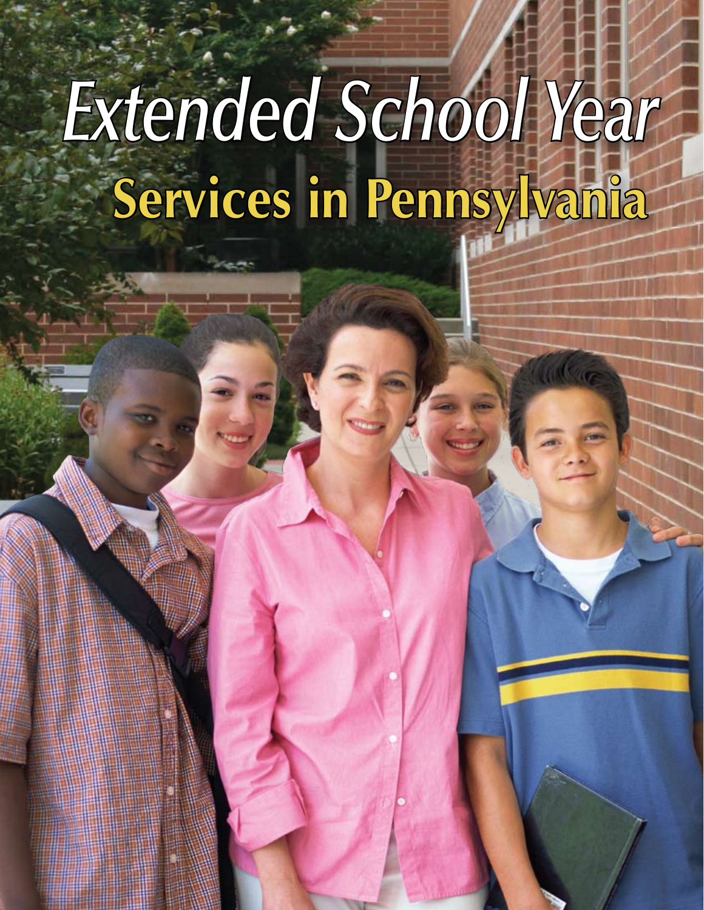# Extended School Year

## Services in Pennsylvania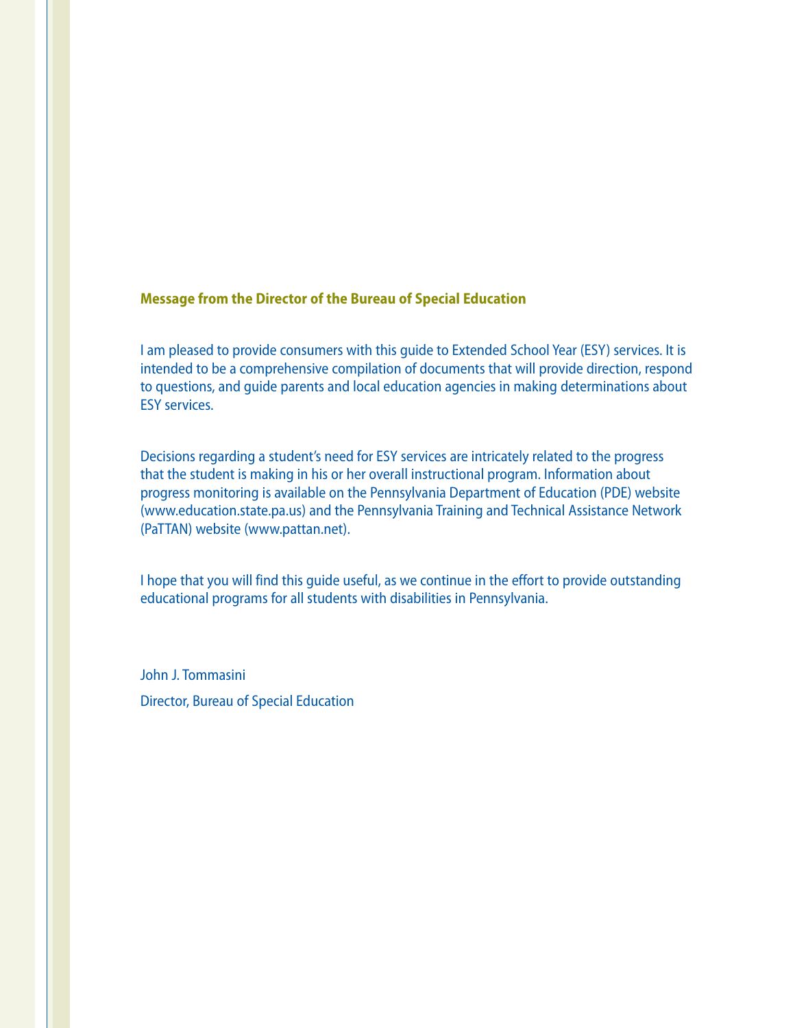## Message from the Director of the Bureau of Special Education

I am pleased to provide consumers with this guide to Extended School Year (ESY) services. It is intended to be a comprehensive compilation of documents that will provide direction, respond to questions, and guide parents and local education agencies in making determinations about ESY services.

Decisions regarding a student's need for ESY services are intricately related to the progress that the student is making in his or her overall instructional program. Information about progress monitoring is available on the Pennsylvania Department of Education (PDE) website (www.education.state.pa.us) and the Pennsylvania Training and Technical Assistance Network (PaTTAN) website (www.pattan.net).

I hope that you will find this guide useful, as we continue in the effort to provide outstanding educational programs for all students with disabilities in Pennsylvania.

John J. Tommasini

Director, Bureau of Special Education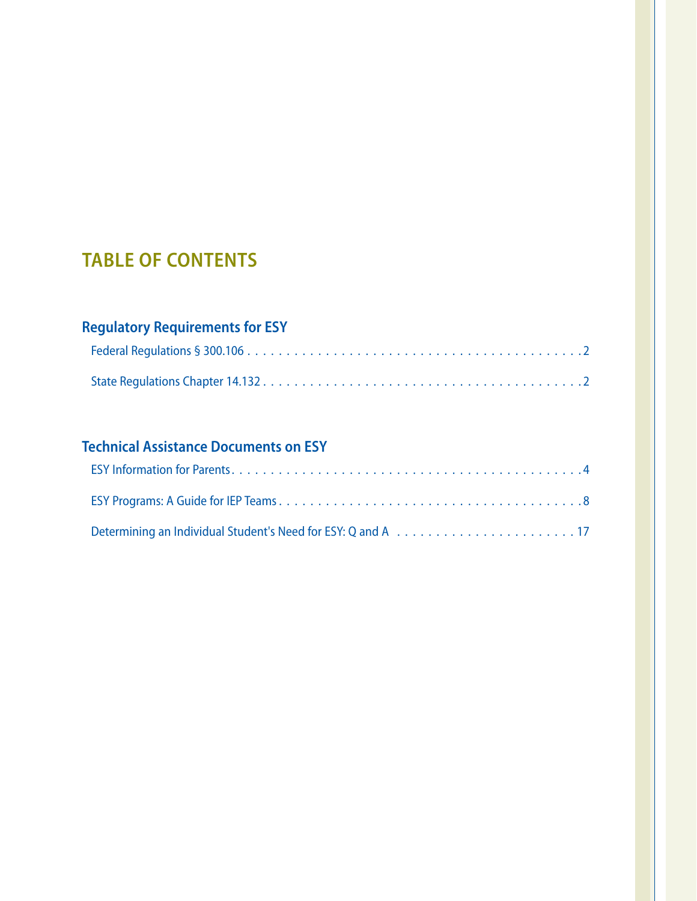# TABLE OF CONTENTS

## Regulatory Requirements for ESY

Federal Regulations § 300.106 . . . . . . . . . . . . . . . . . . . . . . . . . . . . . . . . . . . . . . . . . . 2

State Regulations Chapter 14.132 . . . . . . . . . . . . . . . . . . . . . . . . . . . . . . . . . . . . . . . . 2

## Technical Assistance Documents on ESY

ESY Information for Parents . . . . . . . . . . . . . . . . . . . . . . . . . . . . . . . . . . . . . . . . . . . 4

ESY Programs: A Guide for IEP Teams . . . . . . . . . . . . . . . . . . . . . . . . . . . . . . . . . . . . . 8

Determining an Individual Student's Need for ESY: Q and A . . . . . . . . . . . . . . . . . . . . . . . 17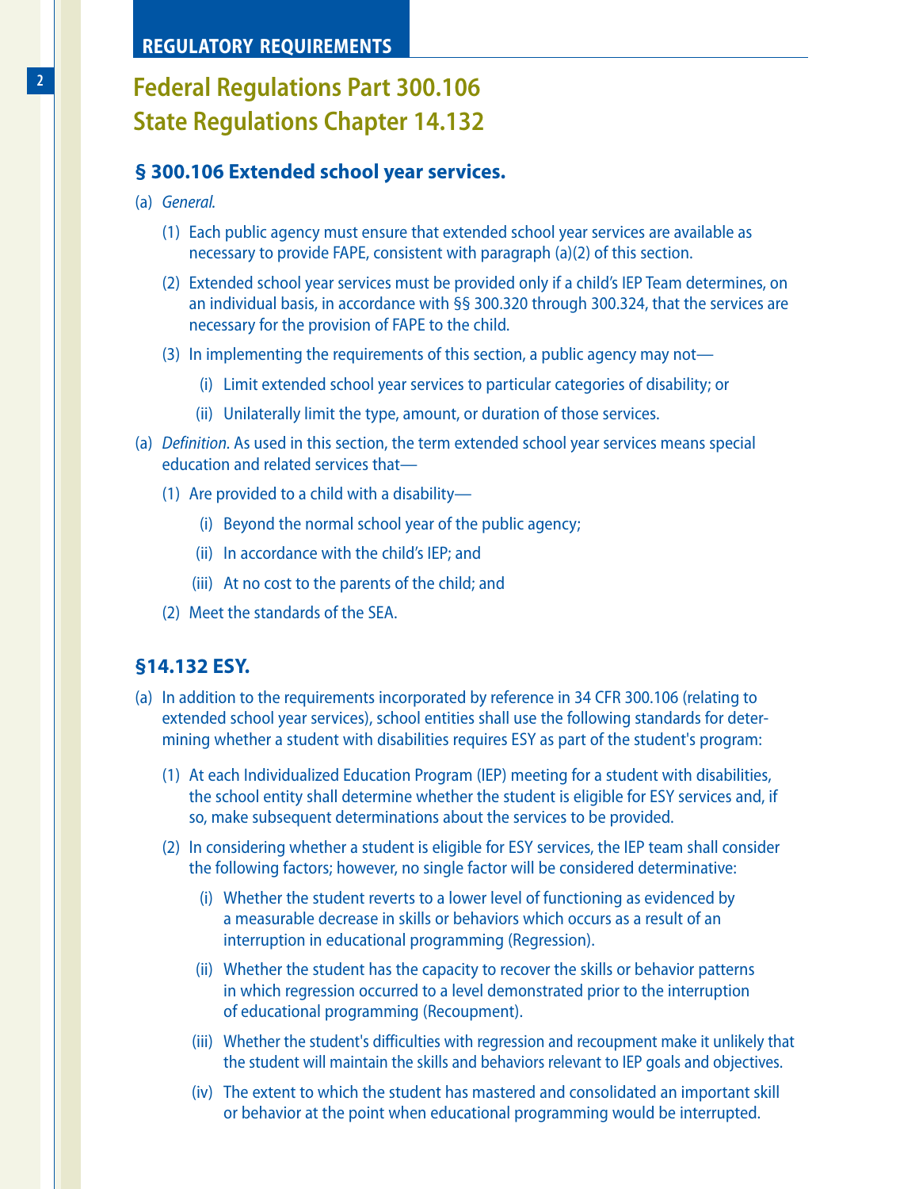**REGULATORY REQUIREMENTS**

# Federal Regulations Part 300.106
# State Regulations Chapter 14.132

### § 300.106 Extended school year services.

(a) *General.*

(1) Each public agency must ensure that extended school year services are available as necessary to provide FAPE, consistent with paragraph (a)(2) of this section.

(2) Extended school year services must be provided only if a child's IEP Team determines, on an individual basis, in accordance with §§ 300.320 through 300.324, that the services are necessary for the provision of FAPE to the child.

(3) In implementing the requirements of this section, a public agency may not—

(i) Limit extended school year services to particular categories of disability; or

(ii) Unilaterally limit the type, amount, or duration of those services.

(a) *Definition.* As used in this section, the term extended school year services means special education and related services that—

(1) Are provided to a child with a disability—

(i) Beyond the normal school year of the public agency;

(ii) In accordance with the child's IEP; and

(iii) At no cost to the parents of the child; and

(2) Meet the standards of the SEA.

### §14.132 ESY.

(a) In addition to the requirements incorporated by reference in 34 CFR 300.106 (relating to extended school year services), school entities shall use the following standards for determining whether a student with disabilities requires ESY as part of the student's program:

(1) At each Individualized Education Program (IEP) meeting for a student with disabilities, the school entity shall determine whether the student is eligible for ESY services and, if so, make subsequent determinations about the services to be provided.

(2) In considering whether a student is eligible for ESY services, the IEP team shall consider the following factors; however, no single factor will be considered determinative:

(i) Whether the student reverts to a lower level of functioning as evidenced by a measurable decrease in skills or behaviors which occurs as a result of an interruption in educational programming (Regression).

(ii) Whether the student has the capacity to recover the skills or behavior patterns in which regression occurred to a level demonstrated prior to the interruption of educational programming (Recoupment).

(iii) Whether the student's difficulties with regression and recoupment make it unlikely that the student will maintain the skills and behaviors relevant to IEP goals and objectives.

(iv) The extent to which the student has mastered and consolidated an important skill or behavior at the point when educational programming would be interrupted.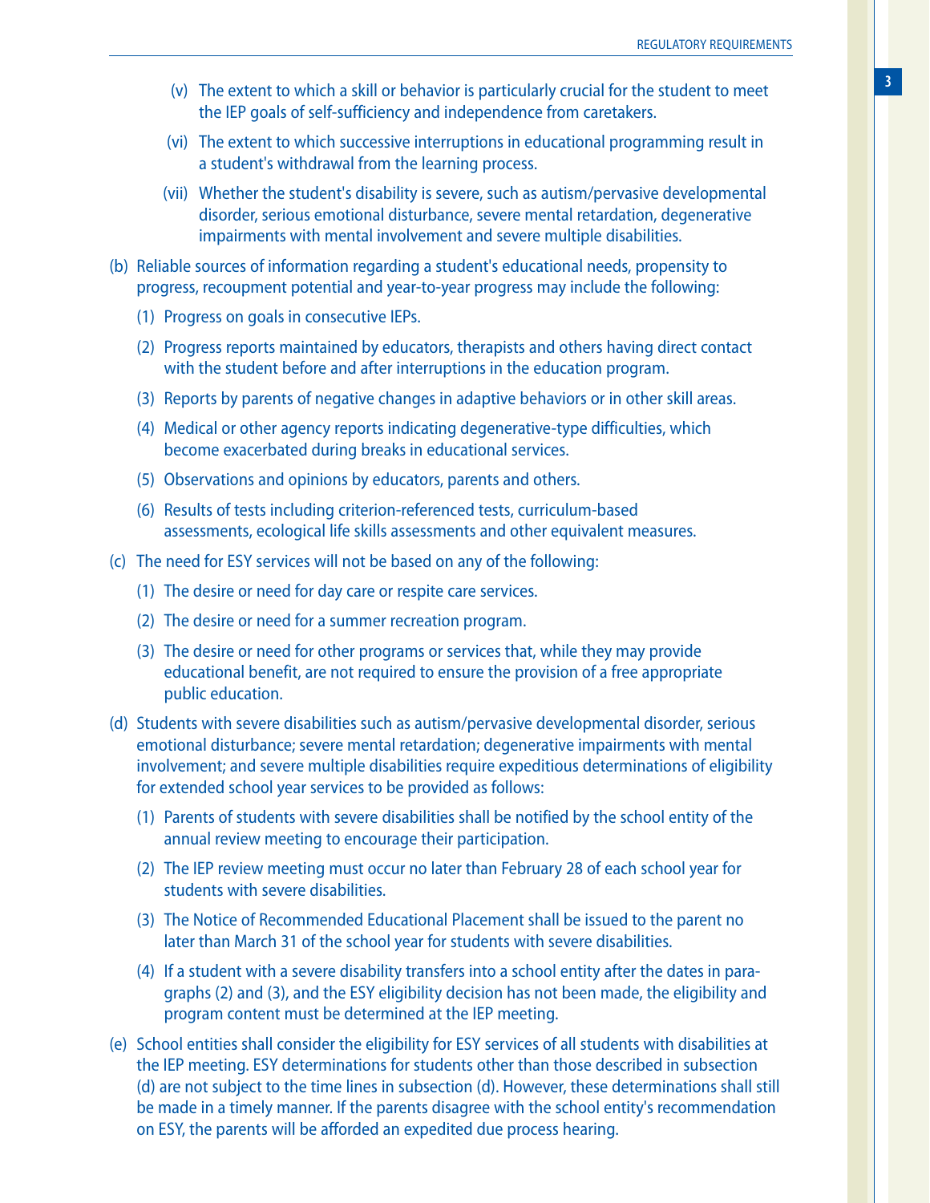(v) The extent to which a skill or behavior is particularly crucial for the student to meet the IEP goals of self-sufficiency and independence from caretakers.

(vi) The extent to which successive interruptions in educational programming result in a student's withdrawal from the learning process.

(vii) Whether the student's disability is severe, such as autism/pervasive developmental disorder, serious emotional disturbance, severe mental retardation, degenerative impairments with mental involvement and severe multiple disabilities.

(b) Reliable sources of information regarding a student's educational needs, propensity to progress, recoupment potential and year-to-year progress may include the following:

(1) Progress on goals in consecutive IEPs.

(2) Progress reports maintained by educators, therapists and others having direct contact with the student before and after interruptions in the education program.

(3) Reports by parents of negative changes in adaptive behaviors or in other skill areas.

(4) Medical or other agency reports indicating degenerative-type difficulties, which become exacerbated during breaks in educational services.

(5) Observations and opinions by educators, parents and others.

(6) Results of tests including criterion-referenced tests, curriculum-based assessments, ecological life skills assessments and other equivalent measures.

(c) The need for ESY services will not be based on any of the following:

(1) The desire or need for day care or respite care services.

(2) The desire or need for a summer recreation program.

(3) The desire or need for other programs or services that, while they may provide educational benefit, are not required to ensure the provision of a free appropriate public education.

(d) Students with severe disabilities such as autism/pervasive developmental disorder, serious emotional disturbance; severe mental retardation; degenerative impairments with mental involvement; and severe multiple disabilities require expeditious determinations of eligibility for extended school year services to be provided as follows:

(1) Parents of students with severe disabilities shall be notified by the school entity of the annual review meeting to encourage their participation.

(2) The IEP review meeting must occur no later than February 28 of each school year for students with severe disabilities.

(3) The Notice of Recommended Educational Placement shall be issued to the parent no later than March 31 of the school year for students with severe disabilities.

(4) If a student with a severe disability transfers into a school entity after the dates in paragraphs (2) and (3), and the ESY eligibility decision has not been made, the eligibility and program content must be determined at the IEP meeting.

(e) School entities shall consider the eligibility for ESY services of all students with disabilities at the IEP meeting. ESY determinations for students other than those described in subsection (d) are not subject to the time lines in subsection (d). However, these determinations shall still be made in a timely manner. If the parents disagree with the school entity's recommendation on ESY, the parents will be afforded an expedited due process hearing.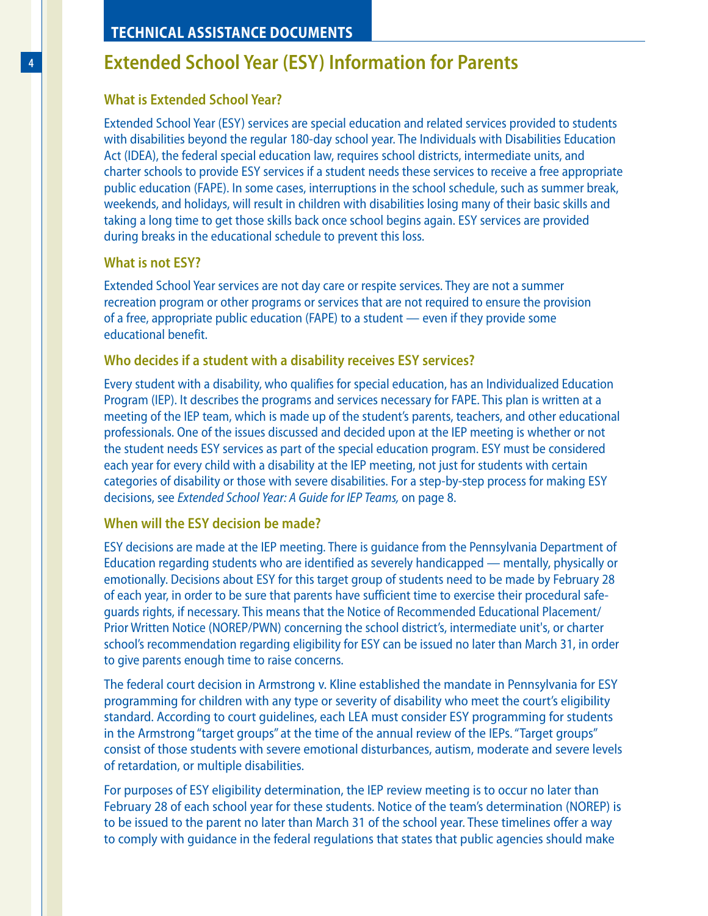# Extended School Year (ESY) Information for Parents

### What is Extended School Year?

Extended School Year (ESY) services are special education and related services provided to students with disabilities beyond the regular 180-day school year. The Individuals with Disabilities Education Act (IDEA), the federal special education law, requires school districts, intermediate units, and charter schools to provide ESY services if a student needs these services to receive a free appropriate public education (FAPE). In some cases, interruptions in the school schedule, such as summer break, weekends, and holidays, will result in children with disabilities losing many of their basic skills and taking a long time to get those skills back once school begins again. ESY services are provided during breaks in the educational schedule to prevent this loss.

### What is not ESY?

Extended School Year services are not day care or respite services. They are not a summer recreation program or other programs or services that are not required to ensure the provision of a free, appropriate public education (FAPE) to a student — even if they provide some educational benefit.

### Who decides if a student with a disability receives ESY services?

Every student with a disability, who qualifies for special education, has an Individualized Education Program (IEP). It describes the programs and services necessary for FAPE. This plan is written at a meeting of the IEP team, which is made up of the student's parents, teachers, and other educational professionals. One of the issues discussed and decided upon at the IEP meeting is whether or not the student needs ESY services as part of the special education program. ESY must be considered each year for every child with a disability at the IEP meeting, not just for students with certain categories of disability or those with severe disabilities. For a step-by-step process for making ESY decisions, see *Extended School Year: A Guide for IEP Teams,* on page 8.

### When will the ESY decision be made?

ESY decisions are made at the IEP meeting. There is guidance from the Pennsylvania Department of Education regarding students who are identified as severely handicapped — mentally, physically or emotionally. Decisions about ESY for this target group of students need to be made by February 28 of each year, in order to be sure that parents have sufficient time to exercise their procedural safeguards rights, if necessary. This means that the Notice of Recommended Educational Placement/Prior Written Notice (NOREP/PWN) concerning the school district's, intermediate unit's, or charter school's recommendation regarding eligibility for ESY can be issued no later than March 31, in order to give parents enough time to raise concerns.

The federal court decision in Armstrong v. Kline established the mandate in Pennsylvania for ESY programming for children with any type or severity of disability who meet the court's eligibility standard. According to court guidelines, each LEA must consider ESY programming for students in the Armstrong "target groups" at the time of the annual review of the IEPs. "Target groups" consist of those students with severe emotional disturbances, autism, moderate and severe levels of retardation, or multiple disabilities.

For purposes of ESY eligibility determination, the IEP review meeting is to occur no later than February 28 of each school year for these students. Notice of the team's determination (NOREP) is to be issued to the parent no later than March 31 of the school year. These timelines offer a way to comply with guidance in the federal regulations that states that public agencies should make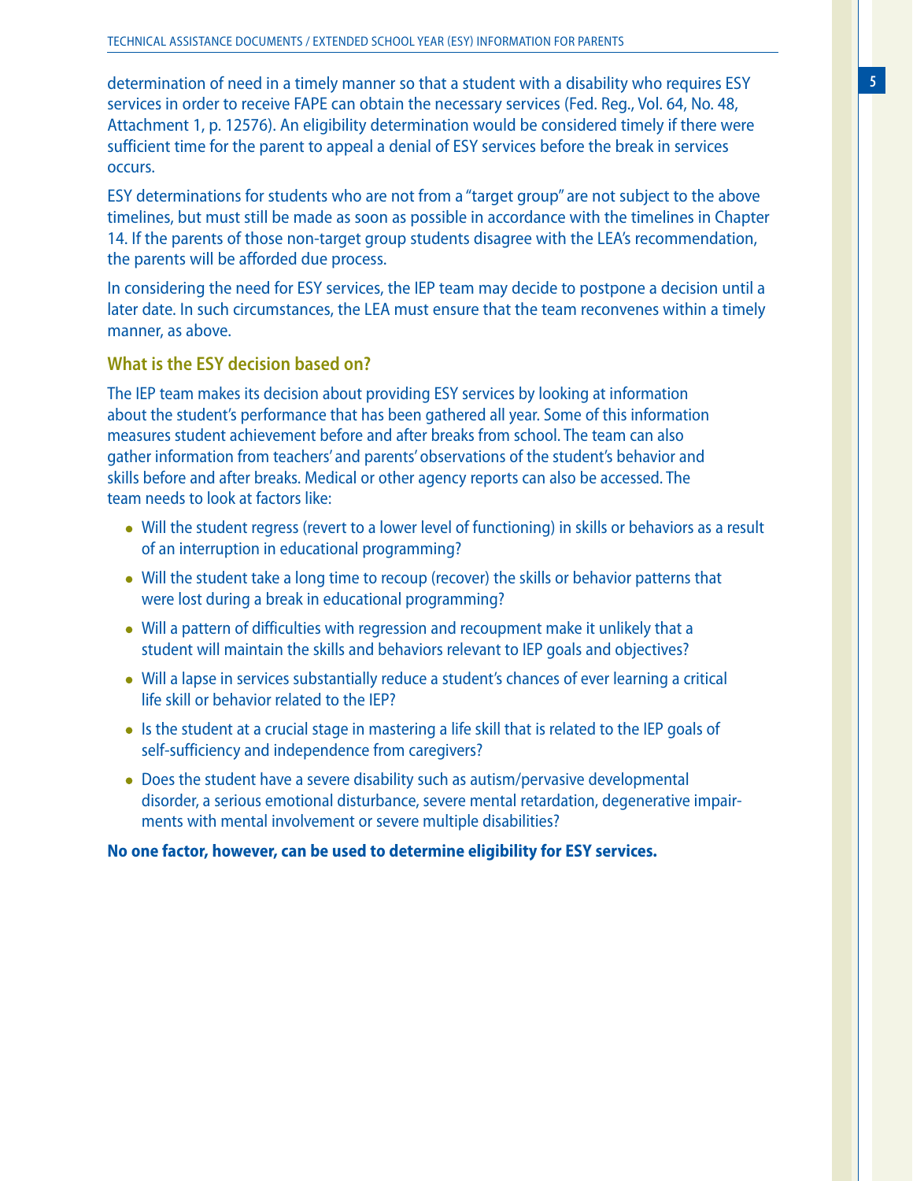determination of need in a timely manner so that a student with a disability who requires ESY services in order to receive FAPE can obtain the necessary services (Fed. Reg., Vol. 64, No. 48, Attachment 1, p. 12576). An eligibility determination would be considered timely if there were sufficient time for the parent to appeal a denial of ESY services before the break in services occurs.

ESY determinations for students who are not from a "target group" are not subject to the above timelines, but must still be made as soon as possible in accordance with the timelines in Chapter 14. If the parents of those non-target group students disagree with the LEA's recommendation, the parents will be afforded due process.

In considering the need for ESY services, the IEP team may decide to postpone a decision until a later date. In such circumstances, the LEA must ensure that the team reconvenes within a timely manner, as above.

### What is the ESY decision based on?

The IEP team makes its decision about providing ESY services by looking at information about the student's performance that has been gathered all year. Some of this information measures student achievement before and after breaks from school. The team can also gather information from teachers' and parents' observations of the student's behavior and skills before and after breaks. Medical or other agency reports can also be accessed. The team needs to look at factors like:

- Will the student regress (revert to a lower level of functioning) in skills or behaviors as a result of an interruption in educational programming?
- Will the student take a long time to recoup (recover) the skills or behavior patterns that were lost during a break in educational programming?
- Will a pattern of difficulties with regression and recoupment make it unlikely that a student will maintain the skills and behaviors relevant to IEP goals and objectives?
- Will a lapse in services substantially reduce a student's chances of ever learning a critical life skill or behavior related to the IEP?
- Is the student at a crucial stage in mastering a life skill that is related to the IEP goals of self-sufficiency and independence from caregivers?
- Does the student have a severe disability such as autism/pervasive developmental disorder, a serious emotional disturbance, severe mental retardation, degenerative impairments with mental involvement or severe multiple disabilities?

**No one factor, however, can be used to determine eligibility for ESY services.**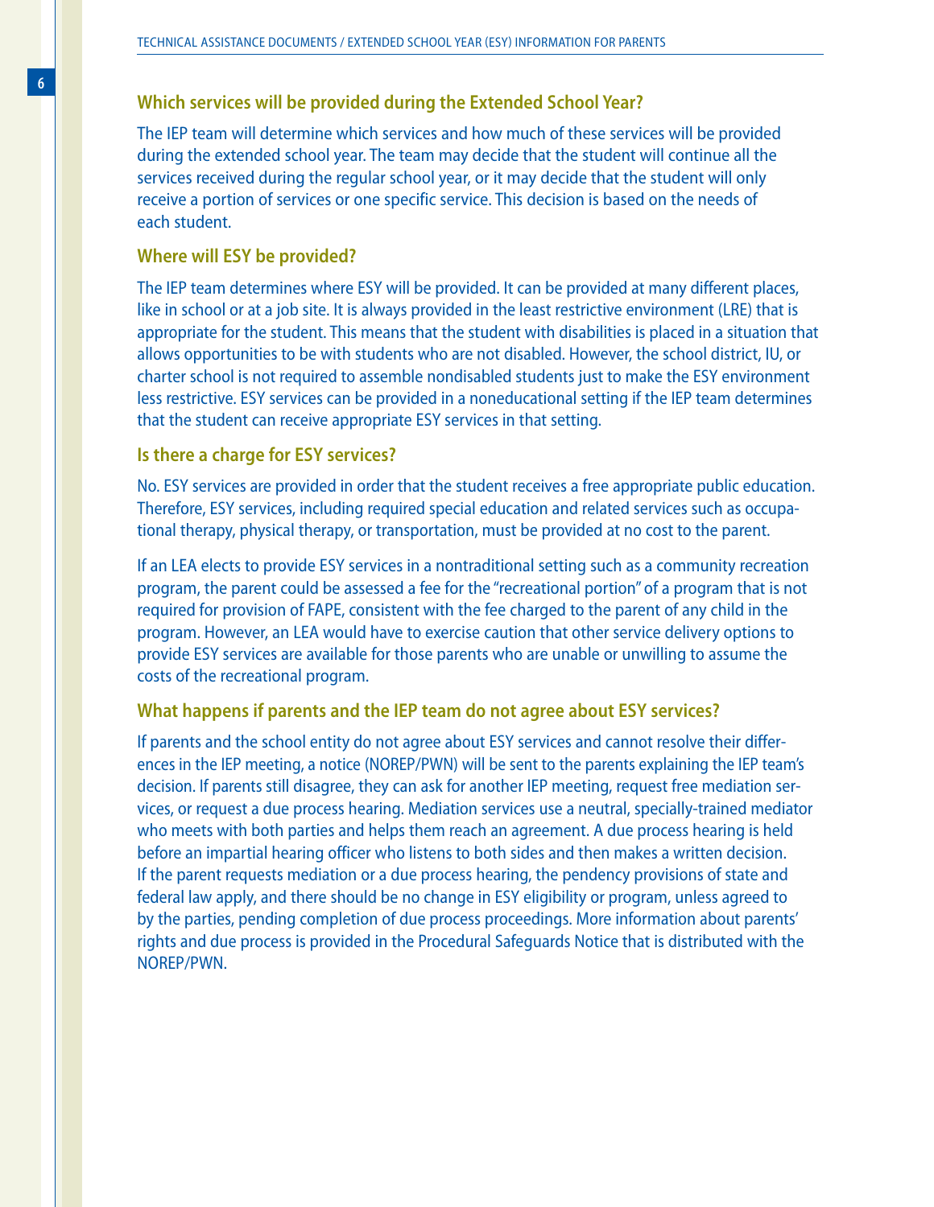### Which services will be provided during the Extended School Year?

The IEP team will determine which services and how much of these services will be provided during the extended school year. The team may decide that the student will continue all the services received during the regular school year, or it may decide that the student will only receive a portion of services or one specific service. This decision is based on the needs of each student.

### Where will ESY be provided?

The IEP team determines where ESY will be provided. It can be provided at many different places, like in school or at a job site. It is always provided in the least restrictive environment (LRE) that is appropriate for the student. This means that the student with disabilities is placed in a situation that allows opportunities to be with students who are not disabled. However, the school district, IU, or charter school is not required to assemble nondisabled students just to make the ESY environment less restrictive. ESY services can be provided in a noneducational setting if the IEP team determines that the student can receive appropriate ESY services in that setting.

### Is there a charge for ESY services?

No. ESY services are provided in order that the student receives a free appropriate public education. Therefore, ESY services, including required special education and related services such as occupational therapy, physical therapy, or transportation, must be provided at no cost to the parent.

If an LEA elects to provide ESY services in a nontraditional setting such as a community recreation program, the parent could be assessed a fee for the "recreational portion" of a program that is not required for provision of FAPE, consistent with the fee charged to the parent of any child in the program. However, an LEA would have to exercise caution that other service delivery options to provide ESY services are available for those parents who are unable or unwilling to assume the costs of the recreational program.

### What happens if parents and the IEP team do not agree about ESY services?

If parents and the school entity do not agree about ESY services and cannot resolve their differences in the IEP meeting, a notice (NOREP/PWN) will be sent to the parents explaining the IEP team's decision. If parents still disagree, they can ask for another IEP meeting, request free mediation services, or request a due process hearing. Mediation services use a neutral, specially-trained mediator who meets with both parties and helps them reach an agreement. A due process hearing is held before an impartial hearing officer who listens to both sides and then makes a written decision. If the parent requests mediation or a due process hearing, the pendency provisions of state and federal law apply, and there should be no change in ESY eligibility or program, unless agreed to by the parties, pending completion of due process proceedings. More information about parents' rights and due process is provided in the Procedural Safeguards Notice that is distributed with the NOREP/PWN.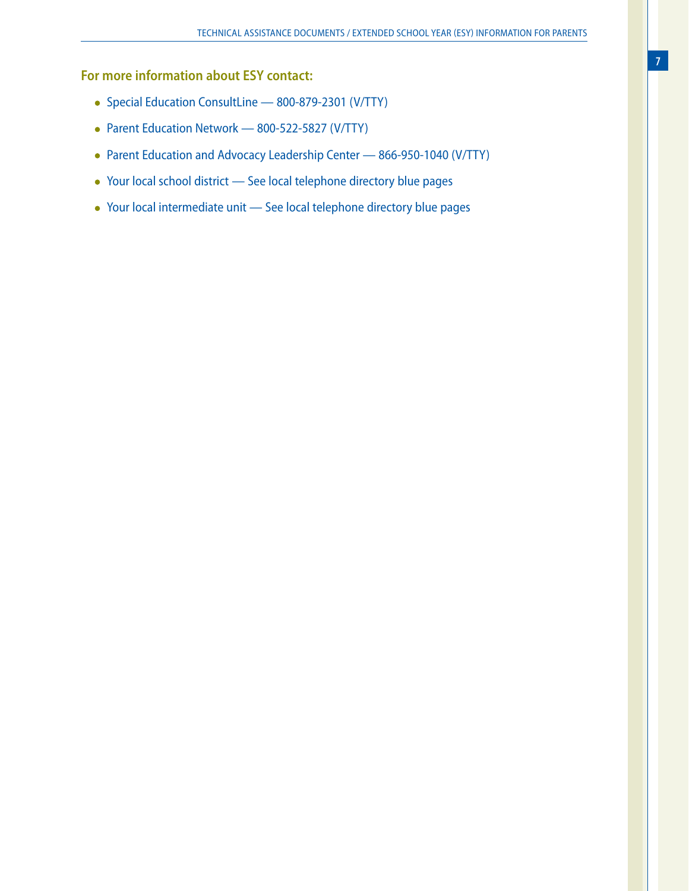### For more information about ESY contact:

- Special Education ConsultLine — 800-879-2301 (V/TTY)
- Parent Education Network — 800-522-5827 (V/TTY)
- Parent Education and Advocacy Leadership Center — 866-950-1040 (V/TTY)
- Your local school district — See local telephone directory blue pages
- Your local intermediate unit — See local telephone directory blue pages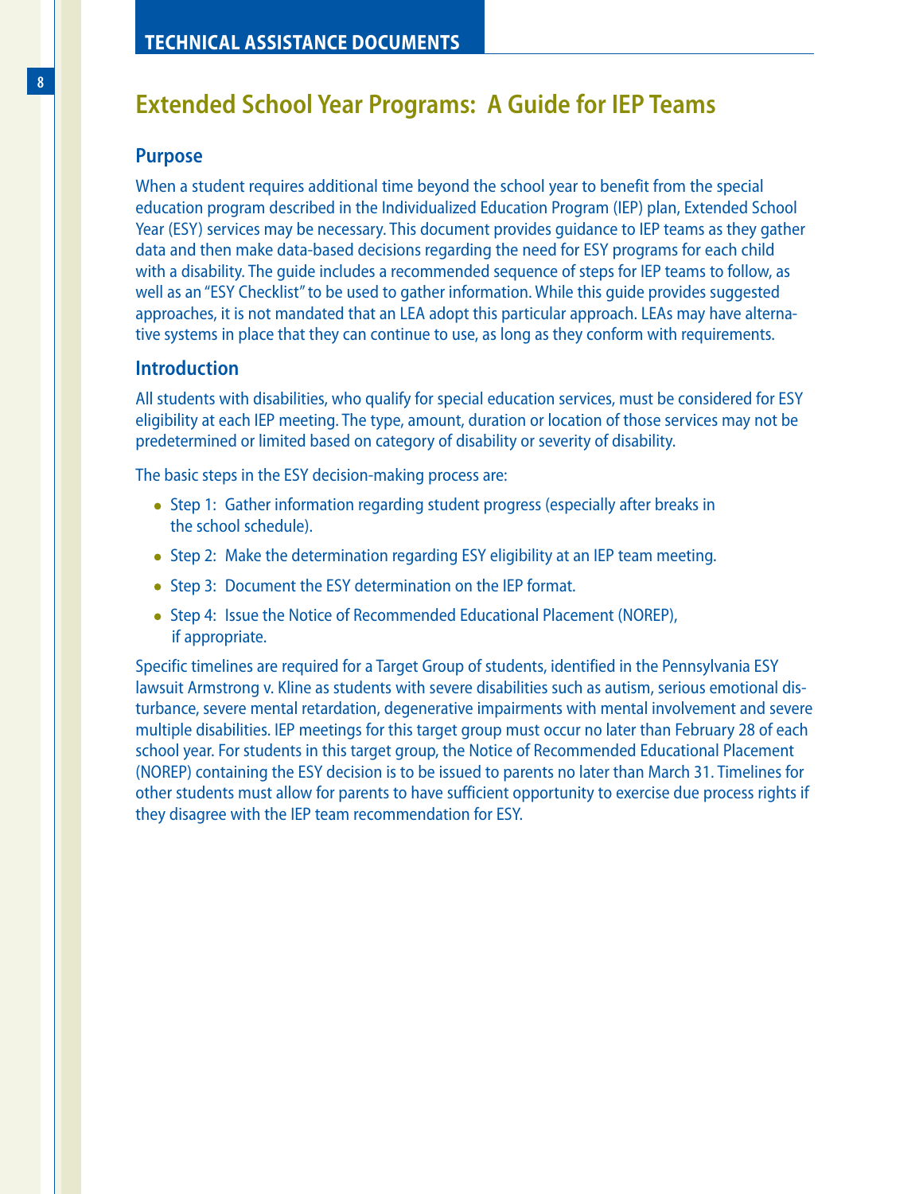## Extended School Year Programs: A Guide for IEP Teams

### Purpose

When a student requires additional time beyond the school year to benefit from the special education program described in the Individualized Education Program (IEP) plan, Extended School Year (ESY) services may be necessary. This document provides guidance to IEP teams as they gather data and then make data-based decisions regarding the need for ESY programs for each child with a disability. The guide includes a recommended sequence of steps for IEP teams to follow, as well as an "ESY Checklist" to be used to gather information. While this guide provides suggested approaches, it is not mandated that an LEA adopt this particular approach. LEAs may have alternative systems in place that they can continue to use, as long as they conform with requirements.

### Introduction

All students with disabilities, who qualify for special education services, must be considered for ESY eligibility at each IEP meeting. The type, amount, duration or location of those services may not be predetermined or limited based on category of disability or severity of disability.

The basic steps in the ESY decision-making process are:

- Step 1: Gather information regarding student progress (especially after breaks in the school schedule).
- Step 2: Make the determination regarding ESY eligibility at an IEP team meeting.
- Step 3: Document the ESY determination on the IEP format.
- Step 4: Issue the Notice of Recommended Educational Placement (NOREP), if appropriate.

Specific timelines are required for a Target Group of students, identified in the Pennsylvania ESY lawsuit Armstrong v. Kline as students with severe disabilities such as autism, serious emotional disturbance, severe mental retardation, degenerative impairments with mental involvement and severe multiple disabilities. IEP meetings for this target group must occur no later than February 28 of each school year. For students in this target group, the Notice of Recommended Educational Placement (NOREP) containing the ESY decision is to be issued to parents no later than March 31. Timelines for other students must allow for parents to have sufficient opportunity to exercise due process rights if they disagree with the IEP team recommendation for ESY.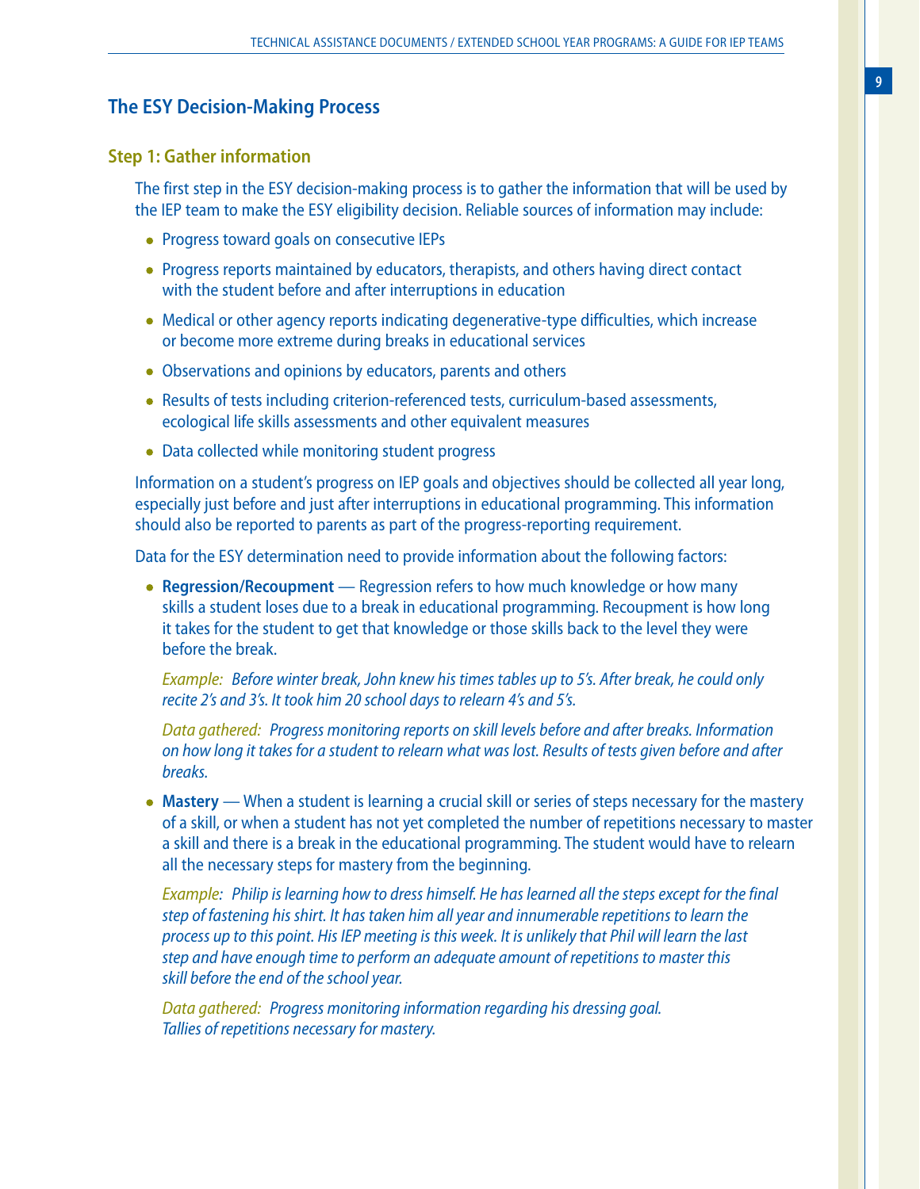## The ESY Decision-Making Process

### Step 1: Gather information

The first step in the ESY decision-making process is to gather the information that will be used by the IEP team to make the ESY eligibility decision. Reliable sources of information may include:

- Progress toward goals on consecutive IEPs
- Progress reports maintained by educators, therapists, and others having direct contact with the student before and after interruptions in education
- Medical or other agency reports indicating degenerative-type difficulties, which increase or become more extreme during breaks in educational services
- Observations and opinions by educators, parents and others
- Results of tests including criterion-referenced tests, curriculum-based assessments, ecological life skills assessments and other equivalent measures
- Data collected while monitoring student progress

Information on a student's progress on IEP goals and objectives should be collected all year long, especially just before and just after interruptions in educational programming. This information should also be reported to parents as part of the progress-reporting requirement.

Data for the ESY determination need to provide information about the following factors:

- **Regression/Recoupment** — Regression refers to how much knowledge or how many skills a student loses due to a break in educational programming. Recoupment is how long it takes for the student to get that knowledge or those skills back to the level they were before the break.

  *Example: Before winter break, John knew his times tables up to 5's. After break, he could only recite 2's and 3's. It took him 20 school days to relearn 4's and 5's.*

  *Data gathered: Progress monitoring reports on skill levels before and after breaks. Information on how long it takes for a student to relearn what was lost. Results of tests given before and after breaks.*

- **Mastery** — When a student is learning a crucial skill or series of steps necessary for the mastery of a skill, or when a student has not yet completed the number of repetitions necessary to master a skill and there is a break in the educational programming. The student would have to relearn all the necessary steps for mastery from the beginning.

  *Example: Philip is learning how to dress himself. He has learned all the steps except for the final step of fastening his shirt. It has taken him all year and innumerable repetitions to learn the process up to this point. His IEP meeting is this week. It is unlikely that Phil will learn the last step and have enough time to perform an adequate amount of repetitions to master this skill before the end of the school year.*

  *Data gathered: Progress monitoring information regarding his dressing goal. Tallies of repetitions necessary for mastery.*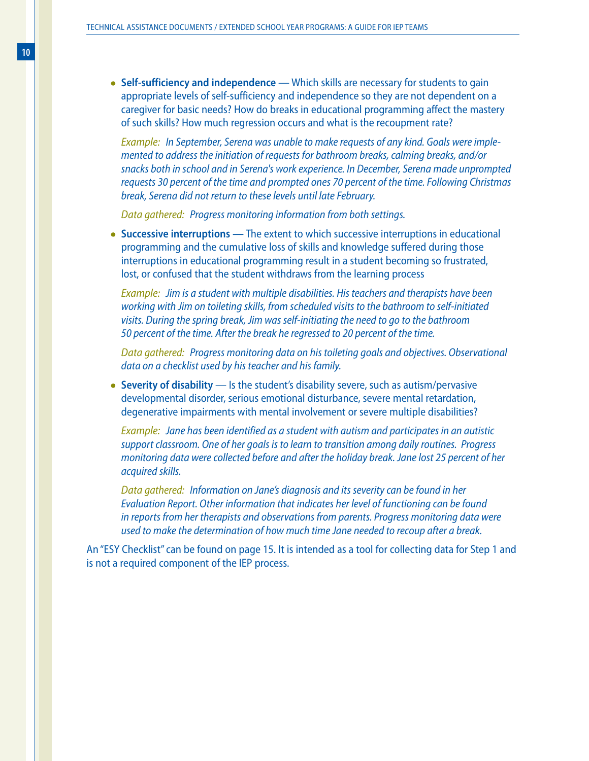- **Self-sufficiency and independence** — Which skills are necessary for students to gain appropriate levels of self-sufficiency and independence so they are not dependent on a caregiver for basic needs? How do breaks in educational programming affect the mastery of such skills? How much regression occurs and what is the recoupment rate?

  *Example: In September, Serena was unable to make requests of any kind. Goals were implemented to address the initiation of requests for bathroom breaks, calming breaks, and/or snacks both in school and in Serena's work experience. In December, Serena made unprompted requests 30 percent of the time and prompted ones 70 percent of the time. Following Christmas break, Serena did not return to these levels until late February.*

  *Data gathered: Progress monitoring information from both settings.*

- **Successive interruptions —** The extent to which successive interruptions in educational programming and the cumulative loss of skills and knowledge suffered during those interruptions in educational programming result in a student becoming so frustrated, lost, or confused that the student withdraws from the learning process

  *Example: Jim is a student with multiple disabilities. His teachers and therapists have been working with Jim on toileting skills, from scheduled visits to the bathroom to self-initiated visits. During the spring break, Jim was self-initiating the need to go to the bathroom 50 percent of the time. After the break he regressed to 20 percent of the time.*

  *Data gathered: Progress monitoring data on his toileting goals and objectives. Observational data on a checklist used by his teacher and his family.*

- **Severity of disability** — Is the student's disability severe, such as autism/pervasive developmental disorder, serious emotional disturbance, severe mental retardation, degenerative impairments with mental involvement or severe multiple disabilities?

  *Example: Jane has been identified as a student with autism and participates in an autistic support classroom. One of her goals is to learn to transition among daily routines. Progress monitoring data were collected before and after the holiday break. Jane lost 25 percent of her acquired skills.*

  *Data gathered: Information on Jane's diagnosis and its severity can be found in her Evaluation Report. Other information that indicates her level of functioning can be found in reports from her therapists and observations from parents. Progress monitoring data were used to make the determination of how much time Jane needed to recoup after a break.*

An "ESY Checklist" can be found on page 15. It is intended as a tool for collecting data for Step 1 and is not a required component of the IEP process.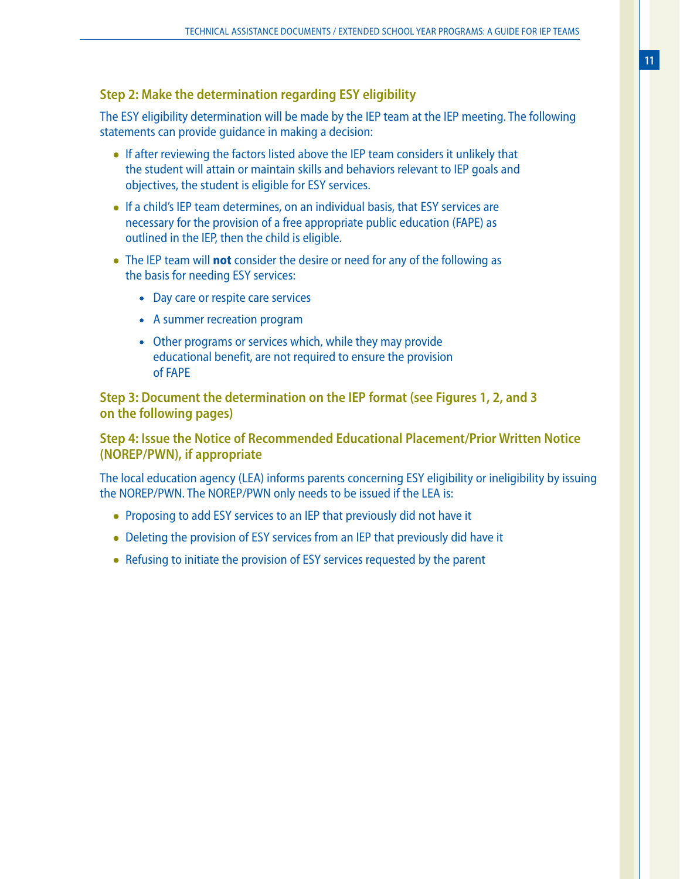### Step 2: Make the determination regarding ESY eligibility

The ESY eligibility determination will be made by the IEP team at the IEP meeting. The following statements can provide guidance in making a decision:

- If after reviewing the factors listed above the IEP team considers it unlikely that the student will attain or maintain skills and behaviors relevant to IEP goals and objectives, the student is eligible for ESY services.
- If a child's IEP team determines, on an individual basis, that ESY services are necessary for the provision of a free appropriate public education (FAPE) as outlined in the IEP, then the child is eligible.
- The IEP team will **not** consider the desire or need for any of the following as the basis for needing ESY services:
  - Day care or respite care services
  - A summer recreation program
  - Other programs or services which, while they may provide educational benefit, are not required to ensure the provision of FAPE

### Step 3: Document the determination on the IEP format (see Figures 1, 2, and 3 on the following pages)

### Step 4: Issue the Notice of Recommended Educational Placement/Prior Written Notice (NOREP/PWN), if appropriate

The local education agency (LEA) informs parents concerning ESY eligibility or ineligibility by issuing the NOREP/PWN. The NOREP/PWN only needs to be issued if the LEA is:

- Proposing to add ESY services to an IEP that previously did not have it
- Deleting the provision of ESY services from an IEP that previously did have it
- Refusing to initiate the provision of ESY services requested by the parent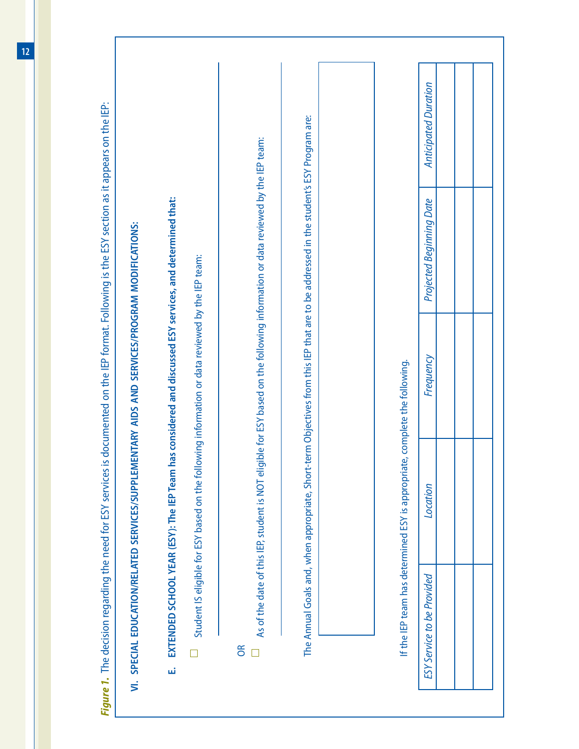***Figure 1.*** The decision regarding the need for ESY services is documented on the IEP format. Following is the ESY section as it appears on the IEP:

**VI. SPECIAL EDUCATION/RELATED SERVICES/SUPPLEMENTARY AIDS AND SERVICES/PROGRAM MODIFICATIONS:**

**E. EXTENDED SCHOOL YEAR (ESY): The IEP Team has considered and discussed ESY services, and determined that:**

☐ Student IS eligible for ESY based on the following information or data reviewed by the IEP team:

OR

☐ As of the date of this IEP, student is NOT eligible for ESY based on the following information or data reviewed by the IEP team:

The Annual Goals and, when appropriate, Short-term Objectives from this IEP that are to be addressed in the student's ESY Program are:

If the IEP team has determined ESY is appropriate, complete the following.

| *ESY Service to be Provided* | *Location* | *Frequency* | *Projected Beginning Date* | *Anticipated Duration* |
|---|---|---|---|---|
| | | | | |
| | | | | |
| | | | | |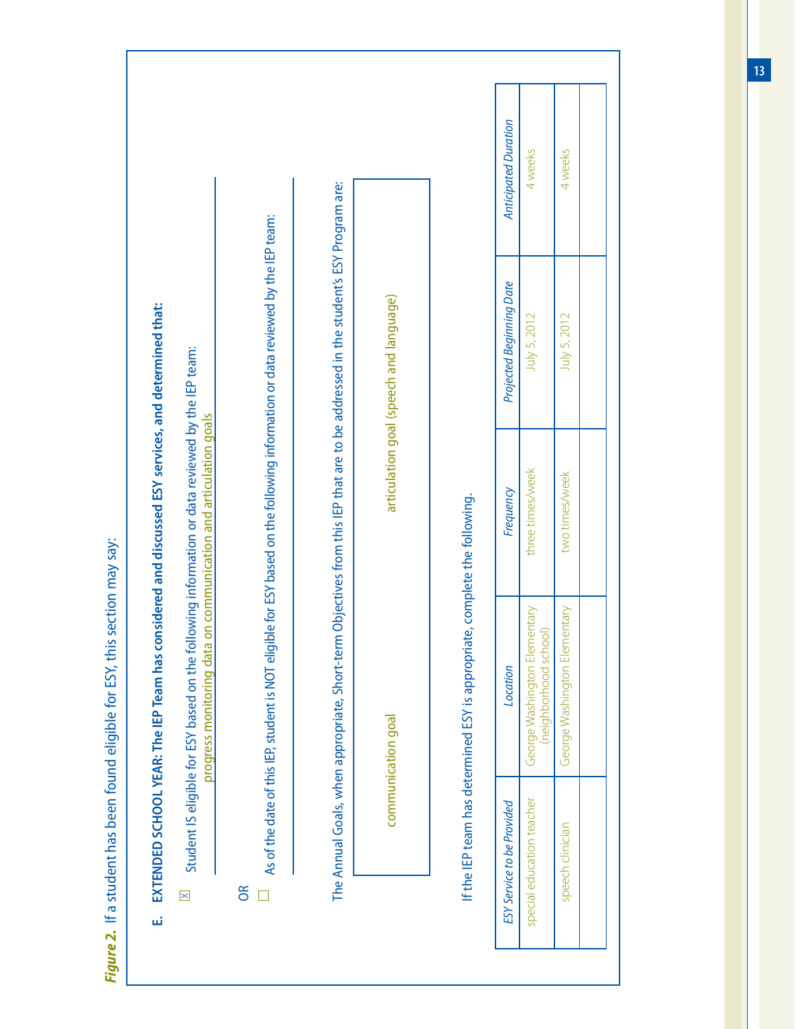***Figure 2.*** If a student has been found eligible for ESY, this section may say:

**E. EXTENDED SCHOOL YEAR: The IEP Team has considered and discussed ESY services, and determined that:**

☒ Student IS eligible for ESY based on the following information or data reviewed by the IEP team:
progress monitoring data on communication and articulation goals

OR

☐ As of the date of this IEP, student is NOT eligible for ESY based on the following information or data reviewed by the IEP team:

The Annual Goals, when appropriate, Short-term Objectives from this IEP that are to be addressed in the student's ESY Program are:

communication goal — articulation goal (speech and language)

If the IEP team has determined ESY is appropriate, complete the following.

| *ESY Service to be Provided* | *Location* | *Frequency* | *Projected Beginning Date* | *Anticipated Duration* |
|---|---|---|---|---|
| special education teacher | George Washington Elementary (neighborhood school) | three times/week | July 5, 2012 | 4 weeks |
| speech clinician | George Washington Elementary | two times/week | July 5, 2012 | 4 weeks |
| | | | | |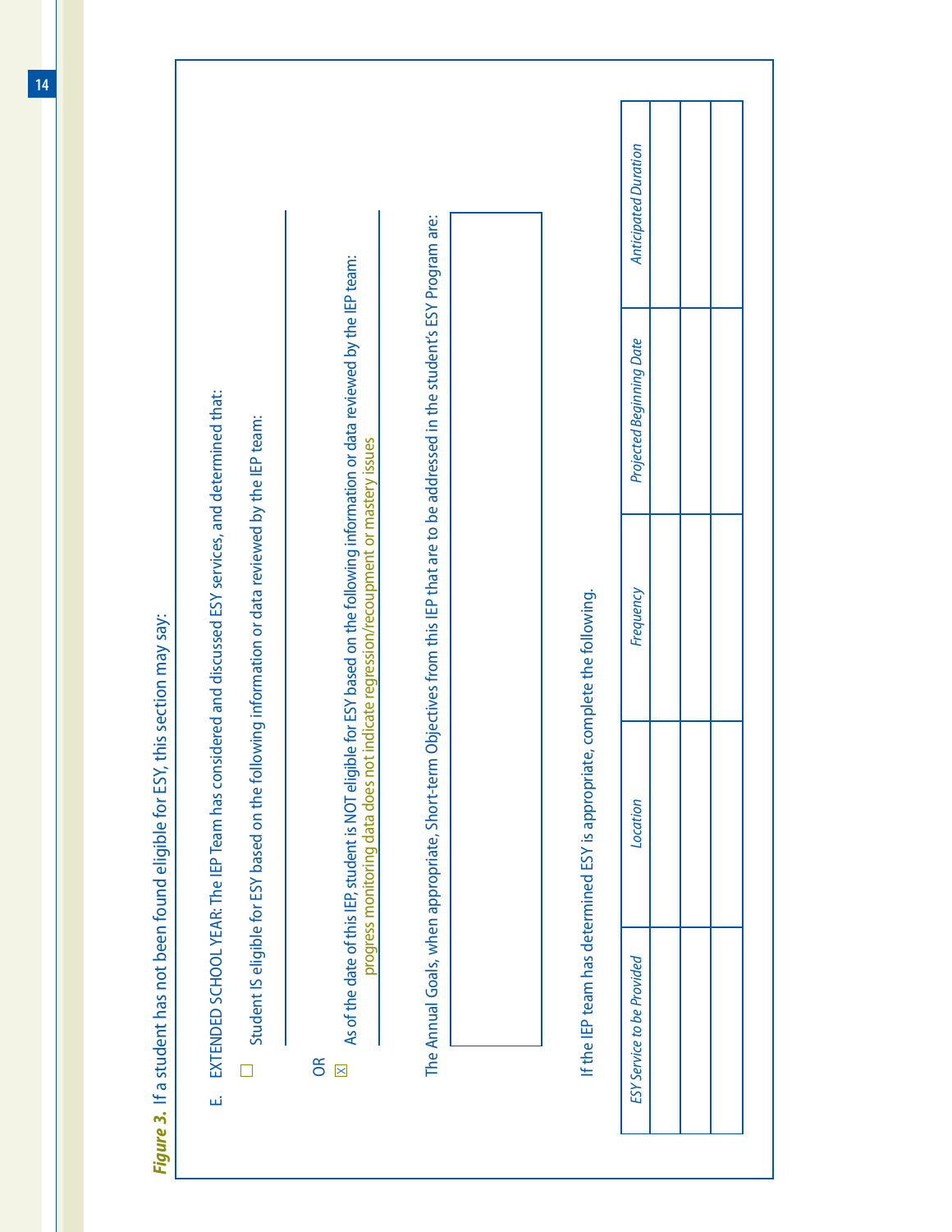***Figure 3.*** If a student has not been found eligible for ESY, this section may say:

E. EXTENDED SCHOOL YEAR: The IEP Team has considered and discussed ESY services, and determined that:

☐ Student IS eligible for ESY based on the following information or data reviewed by the IEP team:

OR

☒ As of the date of this IEP, student is NOT eligible for ESY based on the following information or data reviewed by the IEP team: progress monitoring data does not indicate regression/recoupment or mastery issues

The Annual Goals, when appropriate, Short-term Objectives from this IEP that are to be addressed in the student's ESY Program are:

If the IEP team has determined ESY is appropriate, complete the following.

| *ESY Service to be Provided* | *Location* | *Frequency* | *Projected Beginning Date* | *Anticipated Duration* |
|---|---|---|---|---|
| | | | | |
| | | | | |
| | | | | |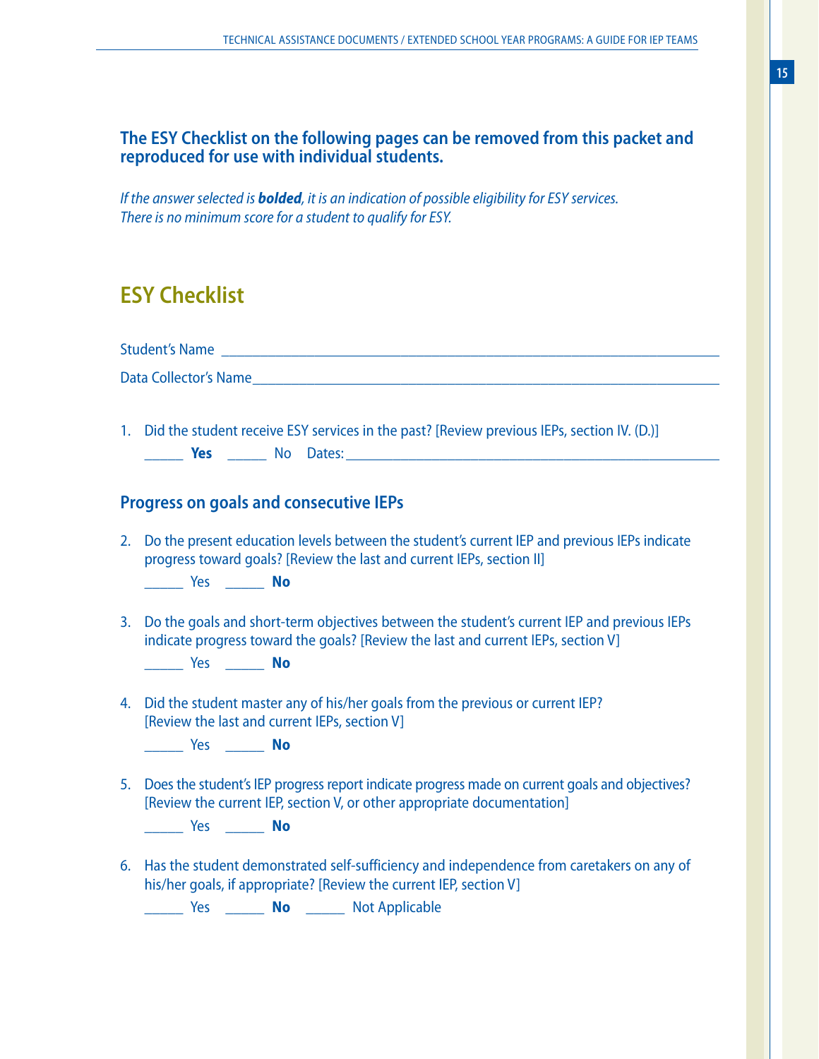**The ESY Checklist on the following pages can be removed from this packet and reproduced for use with individual students.**

*If the answer selected is **bolded**, it is an indication of possible eligibility for ESY services. There is no minimum score for a student to qualify for ESY.*

## ESY Checklist

Student's Name ____________________________________________________________

Data Collector's Name _______________________________________________________

1. Did the student receive ESY services in the past? [Review previous IEPs, section IV. (D.)]

   _____ **Yes** _____ No Dates: ____________________________________________

### Progress on goals and consecutive IEPs

2. Do the present education levels between the student's current IEP and previous IEPs indicate progress toward goals? [Review the last and current IEPs, section II]

   _____ Yes _____ **No**

3. Do the goals and short-term objectives between the student's current IEP and previous IEPs indicate progress toward the goals? [Review the last and current IEPs, section V]

   _____ Yes _____ **No**

4. Did the student master any of his/her goals from the previous or current IEP? [Review the last and current IEPs, section V]

   _____ Yes _____ **No**

5. Does the student's IEP progress report indicate progress made on current goals and objectives? [Review the current IEP, section V, or other appropriate documentation]

   _____ Yes _____ **No**

6. Has the student demonstrated self-sufficiency and independence from caretakers on any of his/her goals, if appropriate? [Review the current IEP, section V]

   _____ Yes _____ **No** _____ Not Applicable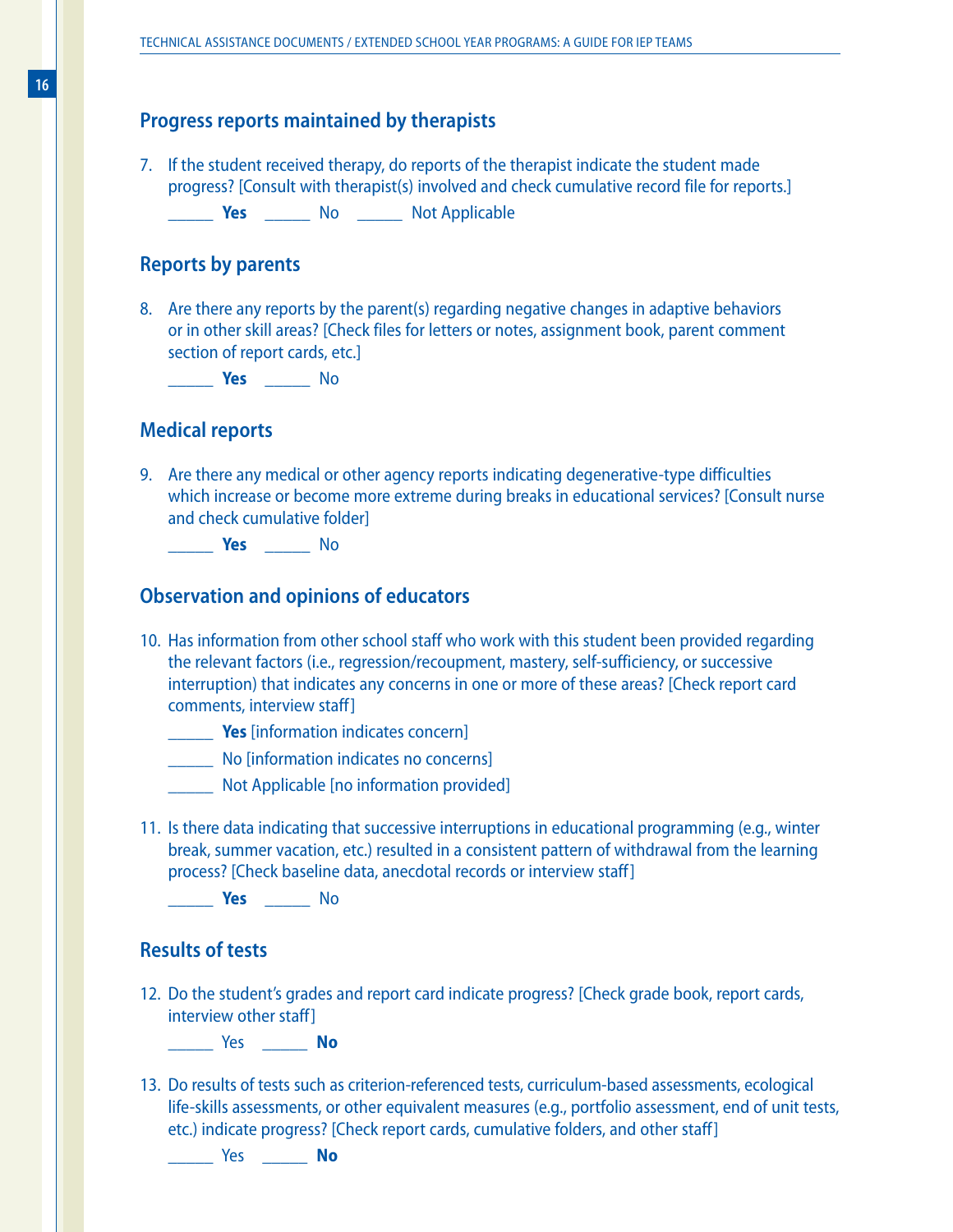### Progress reports maintained by therapists

7. If the student received therapy, do reports of the therapist indicate the student made progress? [Consult with therapist(s) involved and check cumulative record file for reports.]

   ______ **Yes** ______ No ______ Not Applicable

### Reports by parents

8. Are there any reports by the parent(s) regarding negative changes in adaptive behaviors or in other skill areas? [Check files for letters or notes, assignment book, parent comment section of report cards, etc.]

   ______ **Yes** ______ No

### Medical reports

9. Are there any medical or other agency reports indicating degenerative-type difficulties which increase or become more extreme during breaks in educational services? [Consult nurse and check cumulative folder]

   ______ **Yes** ______ No

### Observation and opinions of educators

10. Has information from other school staff who work with this student been provided regarding the relevant factors (i.e., regression/recoupment, mastery, self-sufficiency, or successive interruption) that indicates any concerns in one or more of these areas? [Check report card comments, interview staff]

    ______ **Yes** [information indicates concern]

    ______ No [information indicates no concerns]

    ______ Not Applicable [no information provided]

11. Is there data indicating that successive interruptions in educational programming (e.g., winter break, summer vacation, etc.) resulted in a consistent pattern of withdrawal from the learning process? [Check baseline data, anecdotal records or interview staff]

    ______ **Yes** ______ No

### Results of tests

12. Do the student's grades and report card indicate progress? [Check grade book, report cards, interview other staff]

    ______ Yes ______ **No**

13. Do results of tests such as criterion-referenced tests, curriculum-based assessments, ecological life-skills assessments, or other equivalent measures (e.g., portfolio assessment, end of unit tests, etc.) indicate progress? [Check report cards, cumulative folders, and other staff]

    ______ Yes ______ **No**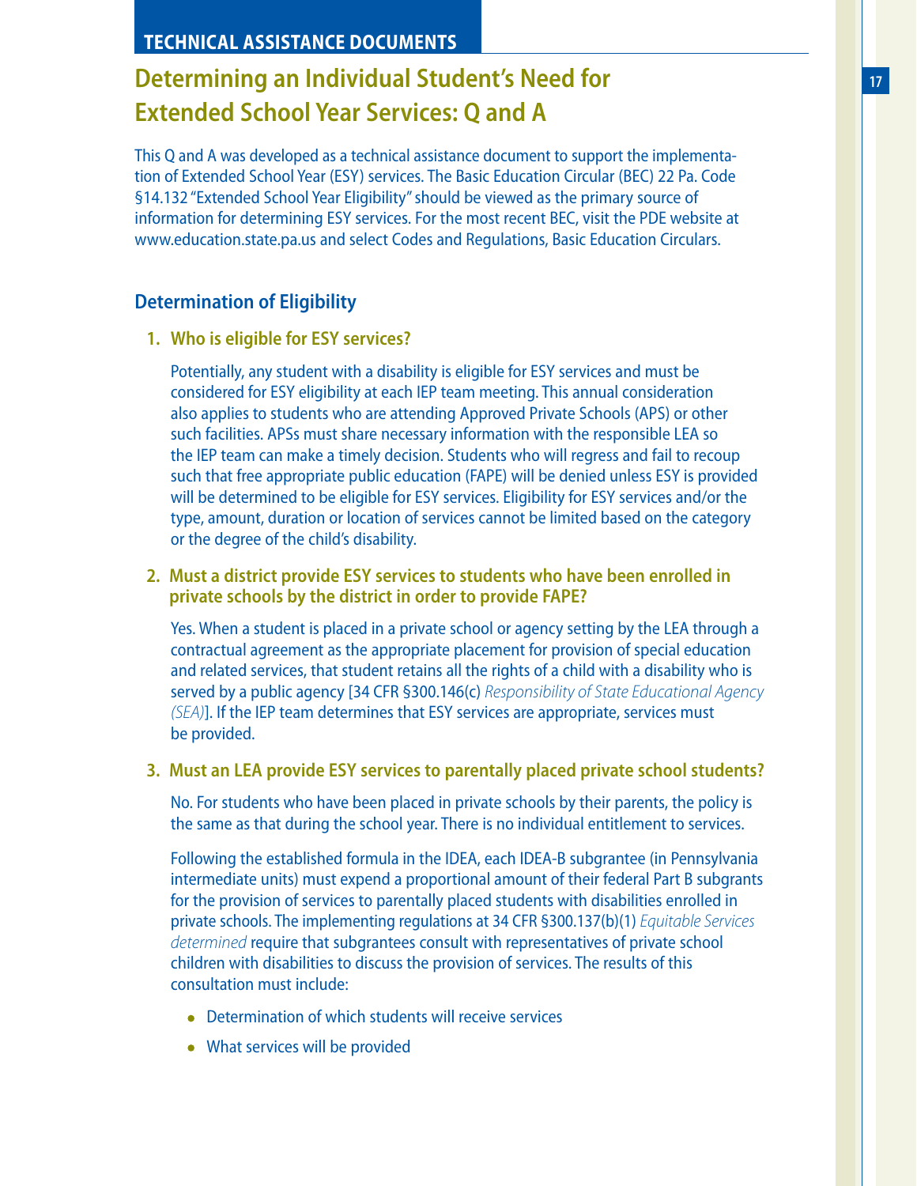## TECHNICAL ASSISTANCE DOCUMENTS

# Determining an Individual Student's Need for Extended School Year Services: Q and A

This Q and A was developed as a technical assistance document to support the implementation of Extended School Year (ESY) services. The Basic Education Circular (BEC) 22 Pa. Code §14.132 "Extended School Year Eligibility" should be viewed as the primary source of information for determining ESY services. For the most recent BEC, visit the PDE website at www.education.state.pa.us and select Codes and Regulations, Basic Education Circulars.

## Determination of Eligibility

### 1. Who is eligible for ESY services?

Potentially, any student with a disability is eligible for ESY services and must be considered for ESY eligibility at each IEP team meeting. This annual consideration also applies to students who are attending Approved Private Schools (APS) or other such facilities. APSs must share necessary information with the responsible LEA so the IEP team can make a timely decision. Students who will regress and fail to recoup such that free appropriate public education (FAPE) will be denied unless ESY is provided will be determined to be eligible for ESY services. Eligibility for ESY services and/or the type, amount, duration or location of services cannot be limited based on the category or the degree of the child's disability.

### 2. Must a district provide ESY services to students who have been enrolled in private schools by the district in order to provide FAPE?

Yes. When a student is placed in a private school or agency setting by the LEA through a contractual agreement as the appropriate placement for provision of special education and related services, that student retains all the rights of a child with a disability who is served by a public agency [34 CFR §300.146(c) *Responsibility of State Educational Agency (SEA)*]. If the IEP team determines that ESY services are appropriate, services must be provided.

### 3. Must an LEA provide ESY services to parentally placed private school students?

No. For students who have been placed in private schools by their parents, the policy is the same as that during the school year. There is no individual entitlement to services.

Following the established formula in the IDEA, each IDEA-B subgrantee (in Pennsylvania intermediate units) must expend a proportional amount of their federal Part B subgrants for the provision of services to parentally placed students with disabilities enrolled in private schools. The implementing regulations at 34 CFR §300.137(b)(1) *Equitable Services determined* require that subgrantees consult with representatives of private school children with disabilities to discuss the provision of services. The results of this consultation must include:

- Determination of which students will receive services
- What services will be provided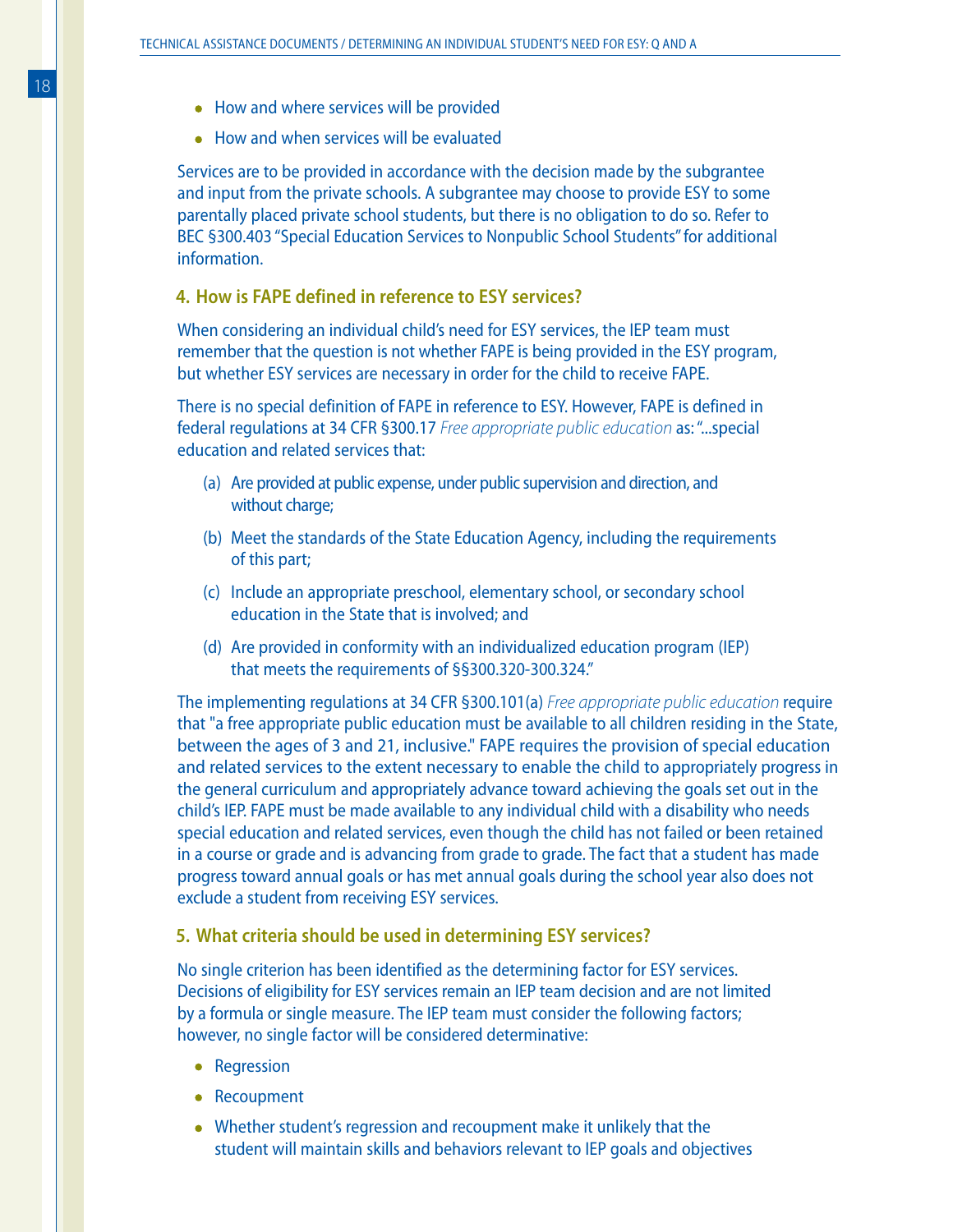- How and where services will be provided
- How and when services will be evaluated

Services are to be provided in accordance with the decision made by the subgrantee and input from the private schools. A subgrantee may choose to provide ESY to some parentally placed private school students, but there is no obligation to do so. Refer to BEC §300.403 "Special Education Services to Nonpublic School Students" for additional information.

### 4. How is FAPE defined in reference to ESY services?

When considering an individual child's need for ESY services, the IEP team must remember that the question is not whether FAPE is being provided in the ESY program, but whether ESY services are necessary in order for the child to receive FAPE.

There is no special definition of FAPE in reference to ESY. However, FAPE is defined in federal regulations at 34 CFR §300.17 *Free appropriate public education* as: "...special education and related services that:

(a) Are provided at public expense, under public supervision and direction, and without charge;

(b) Meet the standards of the State Education Agency, including the requirements of this part;

(c) Include an appropriate preschool, elementary school, or secondary school education in the State that is involved; and

(d) Are provided in conformity with an individualized education program (IEP) that meets the requirements of §§300.320-300.324."

The implementing regulations at 34 CFR §300.101(a) *Free appropriate public education* require that "a free appropriate public education must be available to all children residing in the State, between the ages of 3 and 21, inclusive." FAPE requires the provision of special education and related services to the extent necessary to enable the child to appropriately progress in the general curriculum and appropriately advance toward achieving the goals set out in the child's IEP. FAPE must be made available to any individual child with a disability who needs special education and related services, even though the child has not failed or been retained in a course or grade and is advancing from grade to grade. The fact that a student has made progress toward annual goals or has met annual goals during the school year also does not exclude a student from receiving ESY services.

### 5. What criteria should be used in determining ESY services?

No single criterion has been identified as the determining factor for ESY services. Decisions of eligibility for ESY services remain an IEP team decision and are not limited by a formula or single measure. The IEP team must consider the following factors; however, no single factor will be considered determinative:

- Regression
- Recoupment
- Whether student's regression and recoupment make it unlikely that the student will maintain skills and behaviors relevant to IEP goals and objectives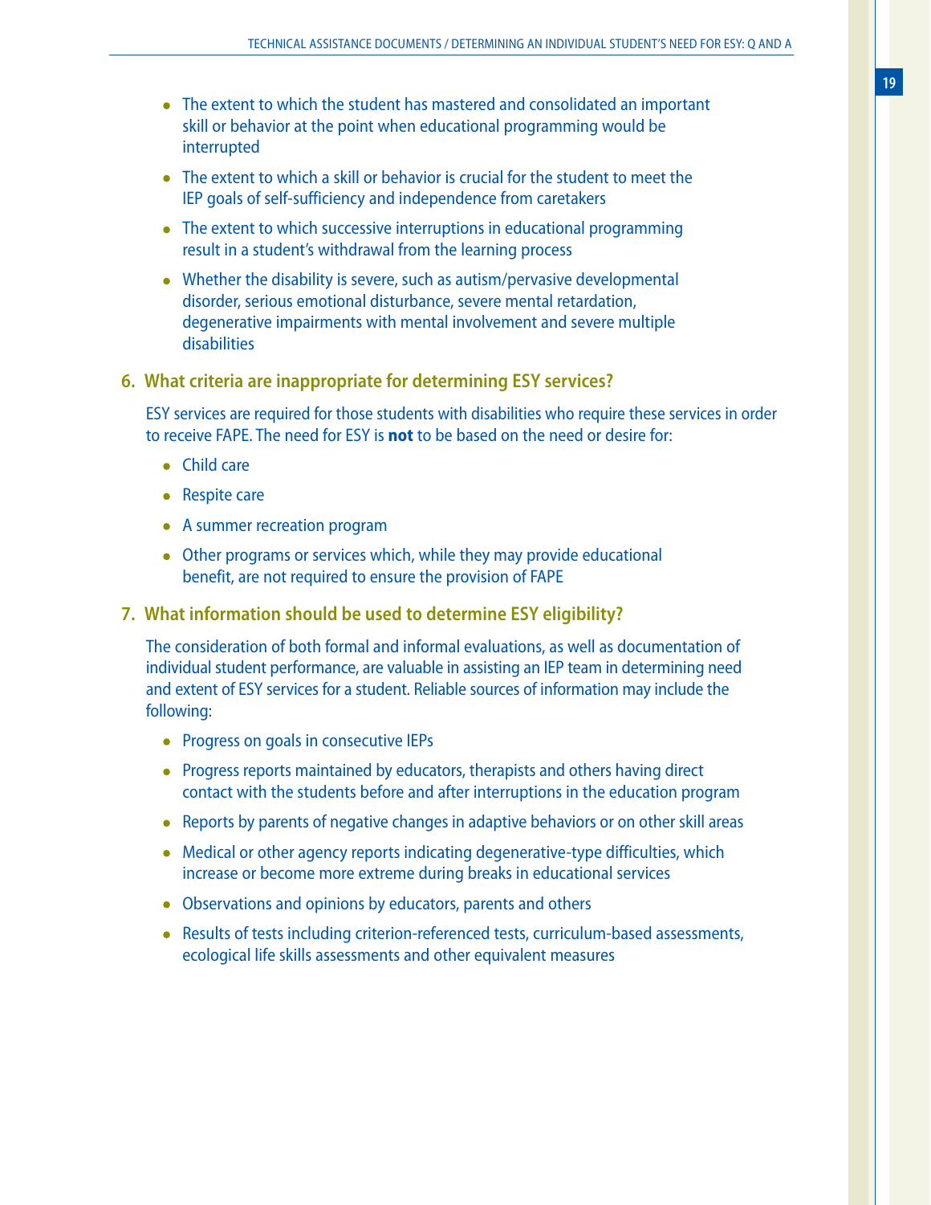- The extent to which the student has mastered and consolidated an important skill or behavior at the point when educational programming would be interrupted
- The extent to which a skill or behavior is crucial for the student to meet the IEP goals of self-sufficiency and independence from caretakers
- The extent to which successive interruptions in educational programming result in a student's withdrawal from the learning process
- Whether the disability is severe, such as autism/pervasive developmental disorder, serious emotional disturbance, severe mental retardation, degenerative impairments with mental involvement and severe multiple disabilities

### 6. What criteria are inappropriate for determining ESY services?

ESY services are required for those students with disabilities who require these services in order to receive FAPE. The need for ESY is **not** to be based on the need or desire for:

- Child care
- Respite care
- A summer recreation program
- Other programs or services which, while they may provide educational benefit, are not required to ensure the provision of FAPE

### 7. What information should be used to determine ESY eligibility?

The consideration of both formal and informal evaluations, as well as documentation of individual student performance, are valuable in assisting an IEP team in determining need and extent of ESY services for a student. Reliable sources of information may include the following:

- Progress on goals in consecutive IEPs
- Progress reports maintained by educators, therapists and others having direct contact with the students before and after interruptions in the education program
- Reports by parents of negative changes in adaptive behaviors or on other skill areas
- Medical or other agency reports indicating degenerative-type difficulties, which increase or become more extreme during breaks in educational services
- Observations and opinions by educators, parents and others
- Results of tests including criterion-referenced tests, curriculum-based assessments, ecological life skills assessments and other equivalent measures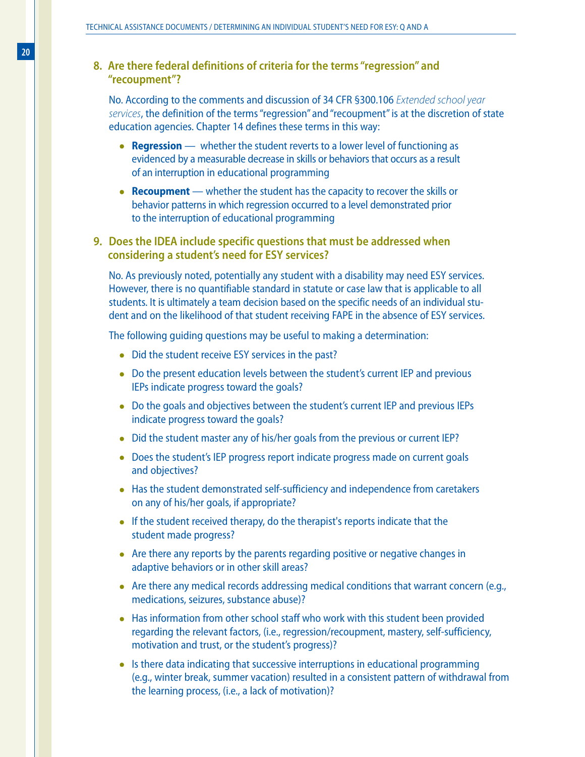### 8. Are there federal definitions of criteria for the terms "regression" and "recoupment"?

No. According to the comments and discussion of 34 CFR §300.106 *Extended school year services*, the definition of the terms "regression" and "recoupment" is at the discretion of state education agencies. Chapter 14 defines these terms in this way:

- **Regression** — whether the student reverts to a lower level of functioning as evidenced by a measurable decrease in skills or behaviors that occurs as a result of an interruption in educational programming
- **Recoupment** — whether the student has the capacity to recover the skills or behavior patterns in which regression occurred to a level demonstrated prior to the interruption of educational programming

### 9. Does the IDEA include specific questions that must be addressed when considering a student's need for ESY services?

No. As previously noted, potentially any student with a disability may need ESY services. However, there is no quantifiable standard in statute or case law that is applicable to all students. It is ultimately a team decision based on the specific needs of an individual student and on the likelihood of that student receiving FAPE in the absence of ESY services.

The following guiding questions may be useful to making a determination:

- Did the student receive ESY services in the past?
- Do the present education levels between the student's current IEP and previous IEPs indicate progress toward the goals?
- Do the goals and objectives between the student's current IEP and previous IEPs indicate progress toward the goals?
- Did the student master any of his/her goals from the previous or current IEP?
- Does the student's IEP progress report indicate progress made on current goals and objectives?
- Has the student demonstrated self-sufficiency and independence from caretakers on any of his/her goals, if appropriate?
- If the student received therapy, do the therapist's reports indicate that the student made progress?
- Are there any reports by the parents regarding positive or negative changes in adaptive behaviors or in other skill areas?
- Are there any medical records addressing medical conditions that warrant concern (e.g., medications, seizures, substance abuse)?
- Has information from other school staff who work with this student been provided regarding the relevant factors, (i.e., regression/recoupment, mastery, self-sufficiency, motivation and trust, or the student's progress)?
- Is there data indicating that successive interruptions in educational programming (e.g., winter break, summer vacation) resulted in a consistent pattern of withdrawal from the learning process, (i.e., a lack of motivation)?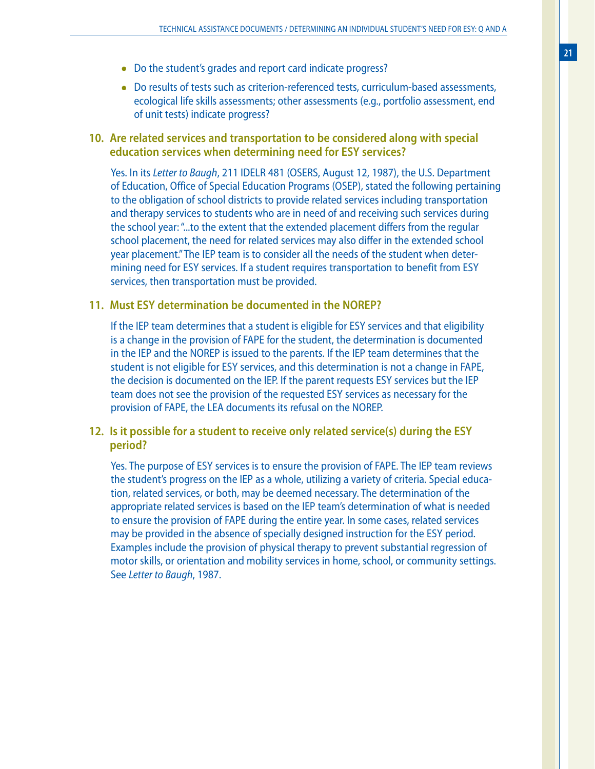- Do the student's grades and report card indicate progress?
- Do results of tests such as criterion-referenced tests, curriculum-based assessments, ecological life skills assessments; other assessments (e.g., portfolio assessment, end of unit tests) indicate progress?

### 10. Are related services and transportation to be considered along with special education services when determining need for ESY services?

Yes. In its *Letter to Baugh*, 211 IDELR 481 (OSERS, August 12, 1987), the U.S. Department of Education, Office of Special Education Programs (OSEP), stated the following pertaining to the obligation of school districts to provide related services including transportation and therapy services to students who are in need of and receiving such services during the school year: "...to the extent that the extended placement differs from the regular school placement, the need for related services may also differ in the extended school year placement." The IEP team is to consider all the needs of the student when determining need for ESY services. If a student requires transportation to benefit from ESY services, then transportation must be provided.

### 11. Must ESY determination be documented in the NOREP?

If the IEP team determines that a student is eligible for ESY services and that eligibility is a change in the provision of FAPE for the student, the determination is documented in the IEP and the NOREP is issued to the parents. If the IEP team determines that the student is not eligible for ESY services, and this determination is not a change in FAPE, the decision is documented on the IEP. If the parent requests ESY services but the IEP team does not see the provision of the requested ESY services as necessary for the provision of FAPE, the LEA documents its refusal on the NOREP.

### 12. Is it possible for a student to receive only related service(s) during the ESY period?

Yes. The purpose of ESY services is to ensure the provision of FAPE. The IEP team reviews the student's progress on the IEP as a whole, utilizing a variety of criteria. Special education, related services, or both, may be deemed necessary. The determination of the appropriate related services is based on the IEP team's determination of what is needed to ensure the provision of FAPE during the entire year. In some cases, related services may be provided in the absence of specially designed instruction for the ESY period. Examples include the provision of physical therapy to prevent substantial regression of motor skills, or orientation and mobility services in home, school, or community settings. See *Letter to Baugh*, 1987.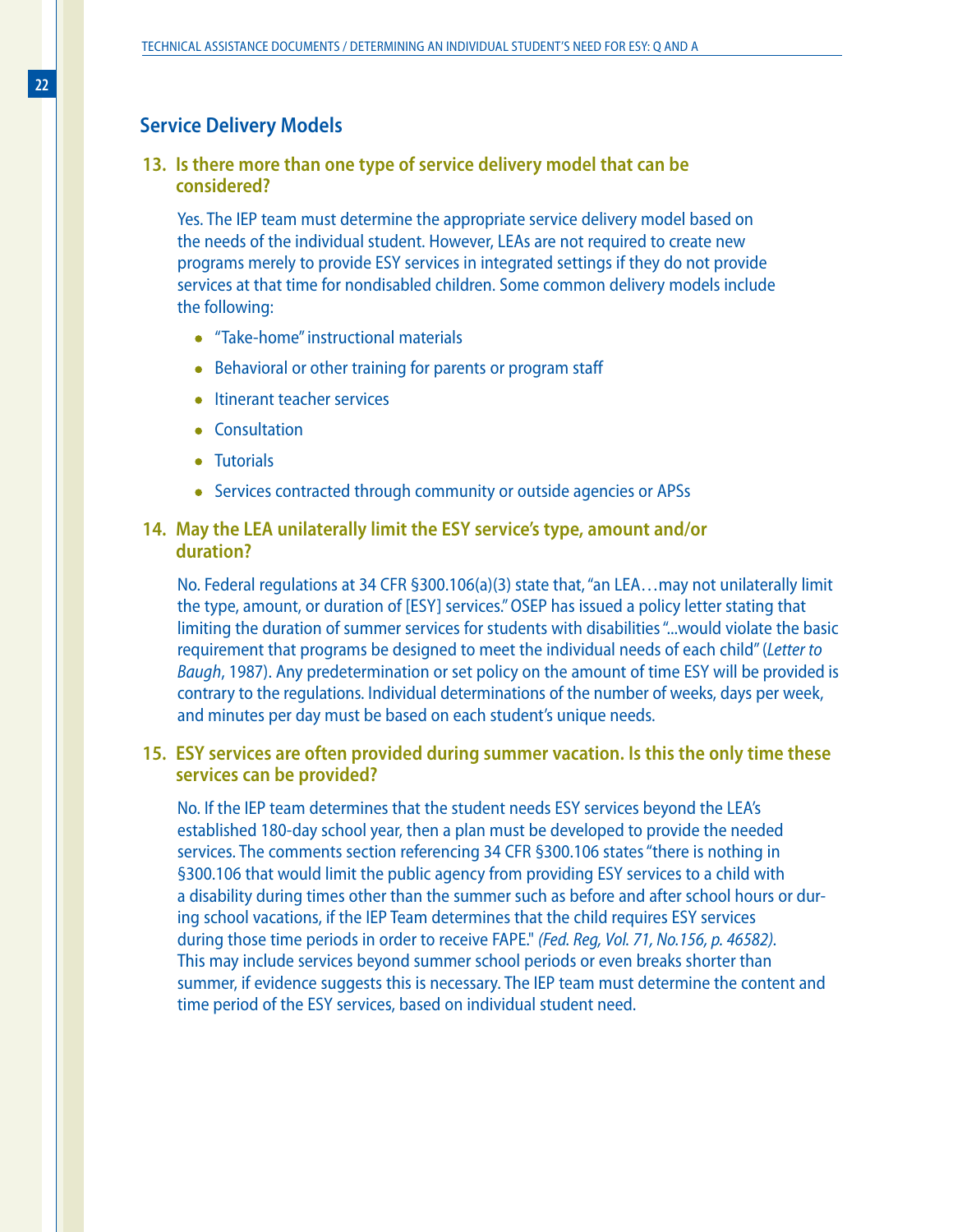## Service Delivery Models

### 13. Is there more than one type of service delivery model that can be considered?

Yes. The IEP team must determine the appropriate service delivery model based on the needs of the individual student. However, LEAs are not required to create new programs merely to provide ESY services in integrated settings if they do not provide services at that time for nondisabled children. Some common delivery models include the following:

- "Take-home" instructional materials
- Behavioral or other training for parents or program staff
- Itinerant teacher services
- Consultation
- Tutorials
- Services contracted through community or outside agencies or APSs

### 14. May the LEA unilaterally limit the ESY service's type, amount and/or duration?

No. Federal regulations at 34 CFR §300.106(a)(3) state that, "an LEA…may not unilaterally limit the type, amount, or duration of [ESY] services." OSEP has issued a policy letter stating that limiting the duration of summer services for students with disabilities "...would violate the basic requirement that programs be designed to meet the individual needs of each child" (*Letter to Baugh*, 1987). Any predetermination or set policy on the amount of time ESY will be provided is contrary to the regulations. Individual determinations of the number of weeks, days per week, and minutes per day must be based on each student's unique needs.

### 15. ESY services are often provided during summer vacation. Is this the only time these services can be provided?

No. If the IEP team determines that the student needs ESY services beyond the LEA's established 180-day school year, then a plan must be developed to provide the needed services. The comments section referencing 34 CFR §300.106 states "there is nothing in §300.106 that would limit the public agency from providing ESY services to a child with a disability during times other than the summer such as before and after school hours or during school vacations, if the IEP Team determines that the child requires ESY services during those time periods in order to receive FAPE." *(Fed. Reg, Vol. 71, No.156, p. 46582).* This may include services beyond summer school periods or even breaks shorter than summer, if evidence suggests this is necessary. The IEP team must determine the content and time period of the ESY services, based on individual student need.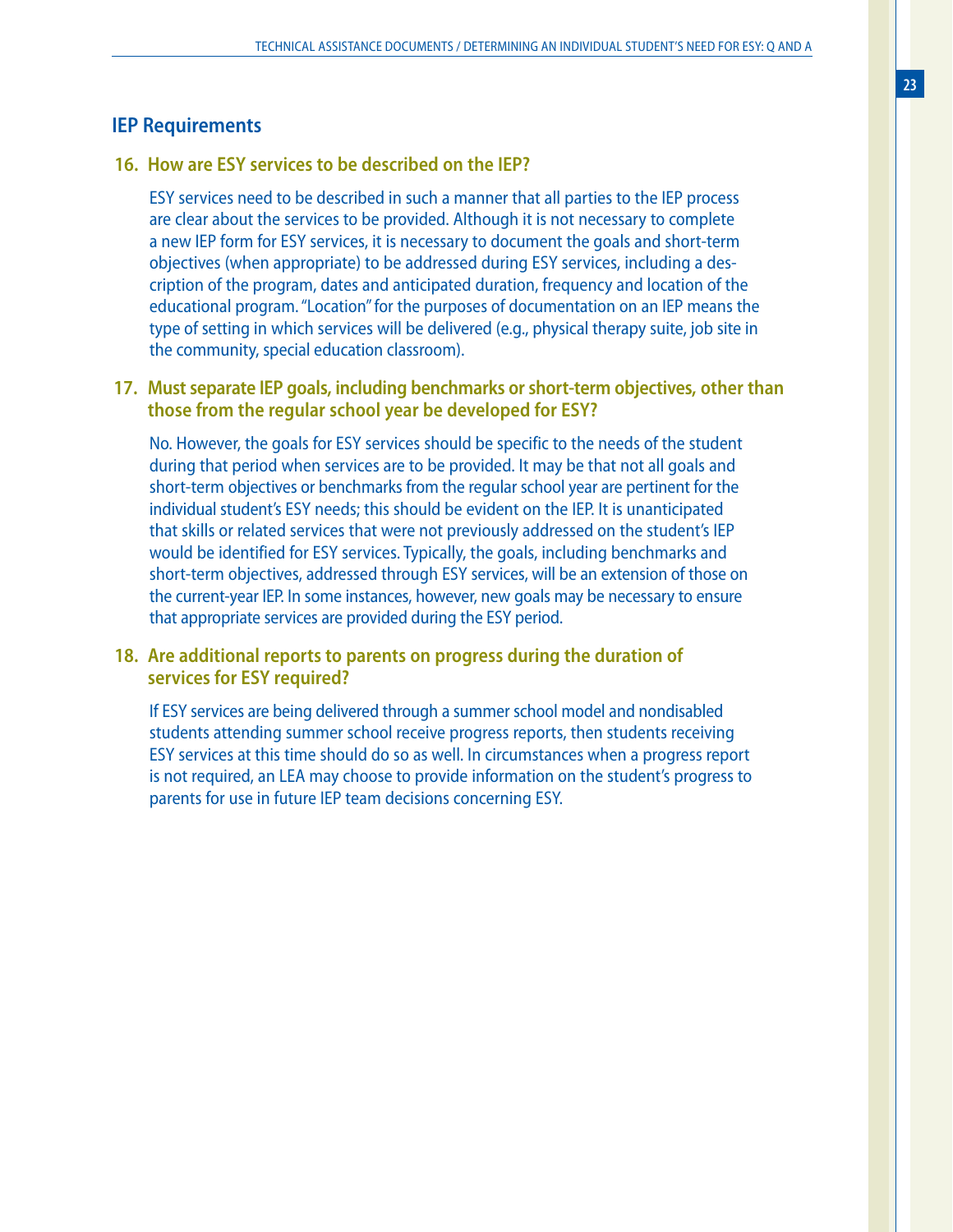## IEP Requirements

### 16. How are ESY services to be described on the IEP?

ESY services need to be described in such a manner that all parties to the IEP process are clear about the services to be provided. Although it is not necessary to complete a new IEP form for ESY services, it is necessary to document the goals and short-term objectives (when appropriate) to be addressed during ESY services, including a description of the program, dates and anticipated duration, frequency and location of the educational program. "Location" for the purposes of documentation on an IEP means the type of setting in which services will be delivered (e.g., physical therapy suite, job site in the community, special education classroom).

### 17. Must separate IEP goals, including benchmarks or short-term objectives, other than those from the regular school year be developed for ESY?

No. However, the goals for ESY services should be specific to the needs of the student during that period when services are to be provided. It may be that not all goals and short-term objectives or benchmarks from the regular school year are pertinent for the individual student's ESY needs; this should be evident on the IEP. It is unanticipated that skills or related services that were not previously addressed on the student's IEP would be identified for ESY services. Typically, the goals, including benchmarks and short-term objectives, addressed through ESY services, will be an extension of those on the current-year IEP. In some instances, however, new goals may be necessary to ensure that appropriate services are provided during the ESY period.

### 18. Are additional reports to parents on progress during the duration of services for ESY required?

If ESY services are being delivered through a summer school model and nondisabled students attending summer school receive progress reports, then students receiving ESY services at this time should do so as well. In circumstances when a progress report is not required, an LEA may choose to provide information on the student's progress to parents for use in future IEP team decisions concerning ESY.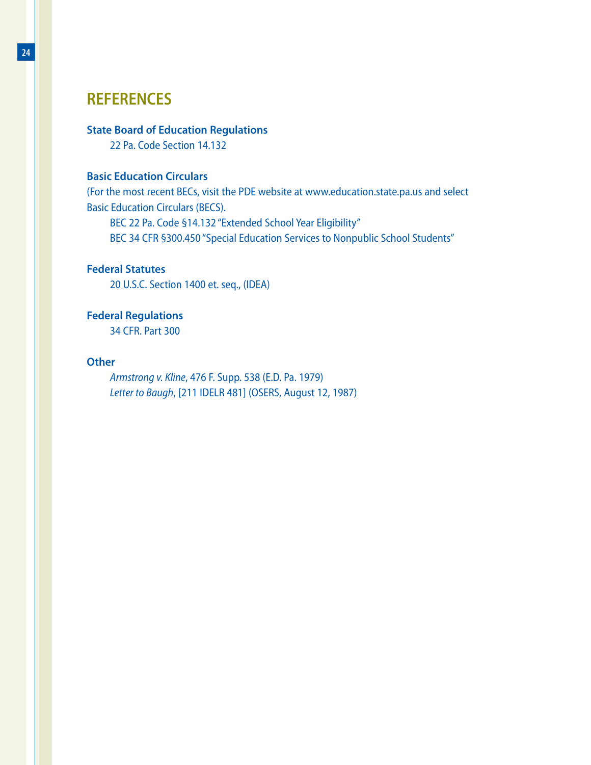## REFERENCES

**State Board of Education Regulations**

22 Pa. Code Section 14.132

**Basic Education Circulars**

(For the most recent BECs, visit the PDE website at www.education.state.pa.us and select Basic Education Circulars (BECS).

BEC 22 Pa. Code §14.132 "Extended School Year Eligibility"

BEC 34 CFR §300.450 "Special Education Services to Nonpublic School Students"

**Federal Statutes**

20 U.S.C. Section 1400 et. seq., (IDEA)

**Federal Regulations**

34 CFR. Part 300

**Other**

*Armstrong v. Kline*, 476 F. Supp. 538 (E.D. Pa. 1979)

*Letter to Baugh*, [211 IDELR 481] (OSERS, August 12, 1987)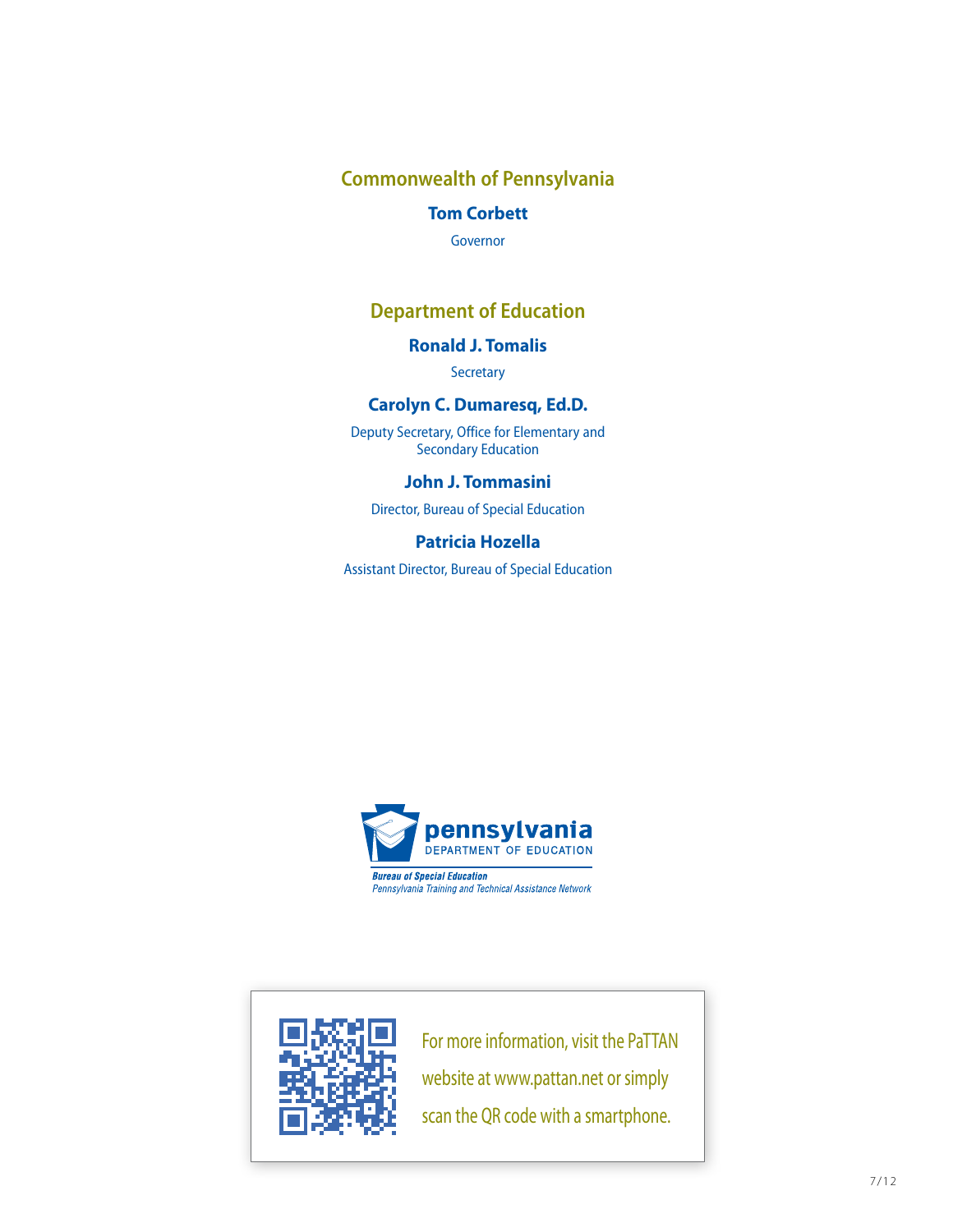## Commonwealth of Pennsylvania

**Tom Corbett**

Governor

## Department of Education

**Ronald J. Tomalis**

Secretary

**Carolyn C. Dumaresq, Ed.D.**

Deputy Secretary, Office for Elementary and Secondary Education

**John J. Tommasini**

Director, Bureau of Special Education

**Patricia Hozella**

Assistant Director, Bureau of Special Education

pennsylvania
DEPARTMENT OF EDUCATION

*Bureau of Special Education*
*Pennsylvania Training and Technical Assistance Network*

For more information, visit the PaTTAN website at www.pattan.net or simply scan the QR code with a smartphone.